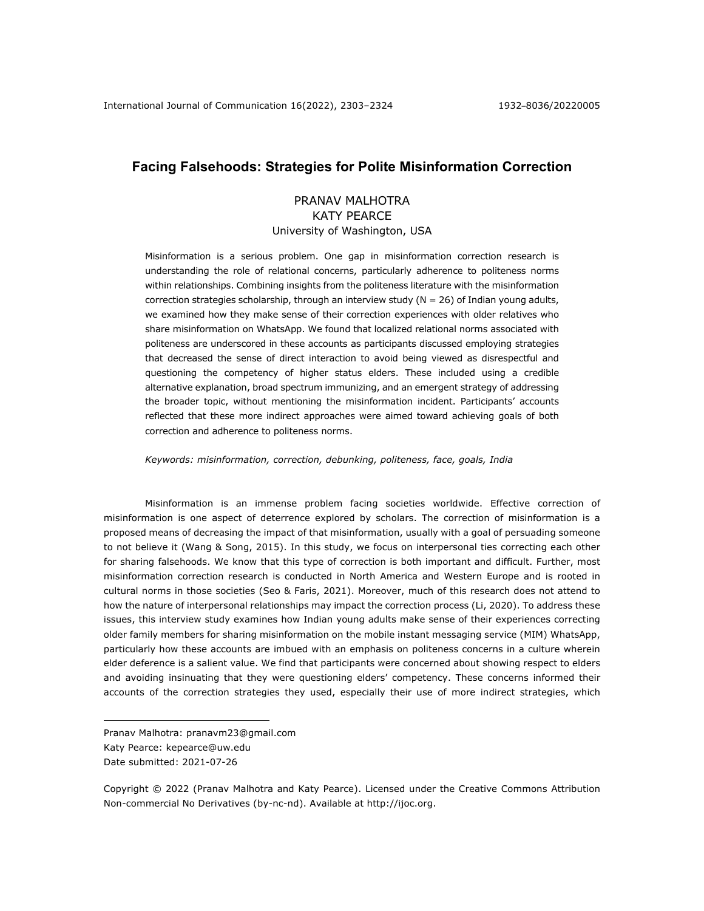# Facing Falsehoods: Strategies for Polite Misinformation Correction

PRANAV MALHOTRA
KATY PEARCE
University of Washington, USA

Misinformation is a serious problem. One gap in misinformation correction research is understanding the role of relational concerns, particularly adherence to politeness norms within relationships. Combining insights from the politeness literature with the misinformation correction strategies scholarship, through an interview study (N = 26) of Indian young adults, we examined how they make sense of their correction experiences with older relatives who share misinformation on WhatsApp. We found that localized relational norms associated with politeness are underscored in these accounts as participants discussed employing strategies that decreased the sense of direct interaction to avoid being viewed as disrespectful and questioning the competency of higher status elders. These included using a credible alternative explanation, broad spectrum immunizing, and an emergent strategy of addressing the broader topic, without mentioning the misinformation incident. Participants' accounts reflected that these more indirect approaches were aimed toward achieving goals of both correction and adherence to politeness norms.

*Keywords: misinformation, correction, debunking, politeness, face, goals, India*

Misinformation is an immense problem facing societies worldwide. Effective correction of misinformation is one aspect of deterrence explored by scholars. The correction of misinformation is a proposed means of decreasing the impact of that misinformation, usually with a goal of persuading someone to not believe it (Wang & Song, 2015). In this study, we focus on interpersonal ties correcting each other for sharing falsehoods. We know that this type of correction is both important and difficult. Further, most misinformation correction research is conducted in North America and Western Europe and is rooted in cultural norms in those societies (Seo & Faris, 2021). Moreover, much of this research does not attend to how the nature of interpersonal relationships may impact the correction process (Li, 2020). To address these issues, this interview study examines how Indian young adults make sense of their experiences correcting older family members for sharing misinformation on the mobile instant messaging service (MIM) WhatsApp, particularly how these accounts are imbued with an emphasis on politeness concerns in a culture wherein elder deference is a salient value. We find that participants were concerned about showing respect to elders and avoiding insinuating that they were questioning elders' competency. These concerns informed their accounts of the correction strategies they used, especially their use of more indirect strategies, which

---

Pranav Malhotra: pranavm23@gmail.com
Katy Pearce: kepearce@uw.edu
Date submitted: 2021-07-26

Copyright © 2022 (Pranav Malhotra and Katy Pearce). Licensed under the Creative Commons Attribution Non-commercial No Derivatives (by-nc-nd). Available at http://ijoc.org.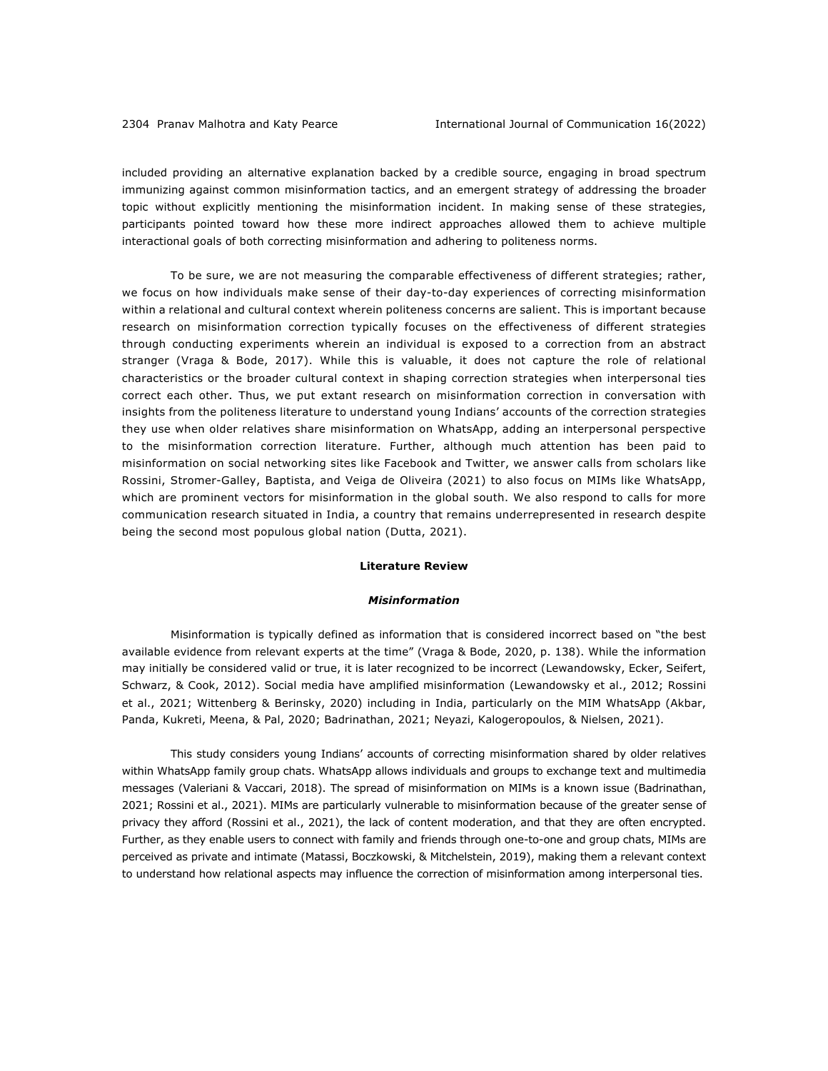included providing an alternative explanation backed by a credible source, engaging in broad spectrum immunizing against common misinformation tactics, and an emergent strategy of addressing the broader topic without explicitly mentioning the misinformation incident. In making sense of these strategies, participants pointed toward how these more indirect approaches allowed them to achieve multiple interactional goals of both correcting misinformation and adhering to politeness norms.

To be sure, we are not measuring the comparable effectiveness of different strategies; rather, we focus on how individuals make sense of their day-to-day experiences of correcting misinformation within a relational and cultural context wherein politeness concerns are salient. This is important because research on misinformation correction typically focuses on the effectiveness of different strategies through conducting experiments wherein an individual is exposed to a correction from an abstract stranger (Vraga & Bode, 2017). While this is valuable, it does not capture the role of relational characteristics or the broader cultural context in shaping correction strategies when interpersonal ties correct each other. Thus, we put extant research on misinformation correction in conversation with insights from the politeness literature to understand young Indians' accounts of the correction strategies they use when older relatives share misinformation on WhatsApp, adding an interpersonal perspective to the misinformation correction literature. Further, although much attention has been paid to misinformation on social networking sites like Facebook and Twitter, we answer calls from scholars like Rossini, Stromer-Galley, Baptista, and Veiga de Oliveira (2021) to also focus on MIMs like WhatsApp, which are prominent vectors for misinformation in the global south. We also respond to calls for more communication research situated in India, a country that remains underrepresented in research despite being the second most populous global nation (Dutta, 2021).

## Literature Review

### *Misinformation*

Misinformation is typically defined as information that is considered incorrect based on "the best available evidence from relevant experts at the time" (Vraga & Bode, 2020, p. 138). While the information may initially be considered valid or true, it is later recognized to be incorrect (Lewandowsky, Ecker, Seifert, Schwarz, & Cook, 2012). Social media have amplified misinformation (Lewandowsky et al., 2012; Rossini et al., 2021; Wittenberg & Berinsky, 2020) including in India, particularly on the MIM WhatsApp (Akbar, Panda, Kukreti, Meena, & Pal, 2020; Badrinathan, 2021; Neyazi, Kalogeropoulos, & Nielsen, 2021).

This study considers young Indians' accounts of correcting misinformation shared by older relatives within WhatsApp family group chats. WhatsApp allows individuals and groups to exchange text and multimedia messages (Valeriani & Vaccari, 2018). The spread of misinformation on MIMs is a known issue (Badrinathan, 2021; Rossini et al., 2021). MIMs are particularly vulnerable to misinformation because of the greater sense of privacy they afford (Rossini et al., 2021), the lack of content moderation, and that they are often encrypted. Further, as they enable users to connect with family and friends through one-to-one and group chats, MIMs are perceived as private and intimate (Matassi, Boczkowski, & Mitchelstein, 2019), making them a relevant context to understand how relational aspects may influence the correction of misinformation among interpersonal ties.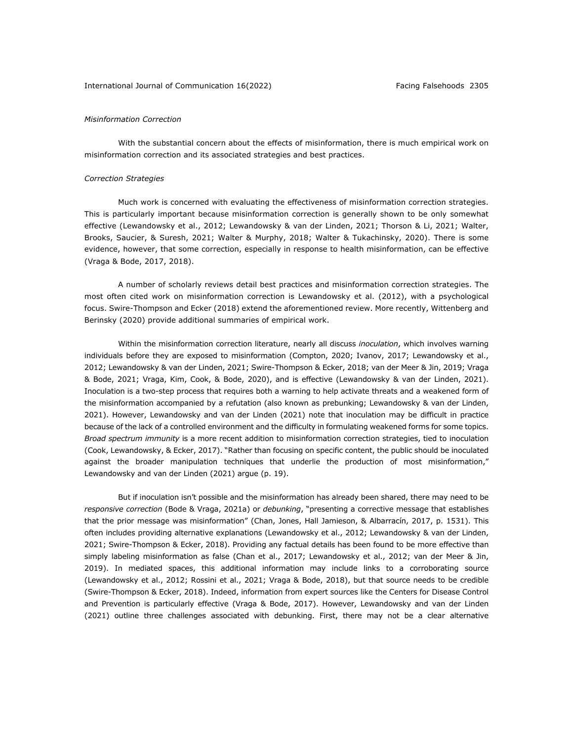*Misinformation Correction*

With the substantial concern about the effects of misinformation, there is much empirical work on misinformation correction and its associated strategies and best practices.

*Correction Strategies*

Much work is concerned with evaluating the effectiveness of misinformation correction strategies. This is particularly important because misinformation correction is generally shown to be only somewhat effective (Lewandowsky et al., 2012; Lewandowsky & van der Linden, 2021; Thorson & Li, 2021; Walter, Brooks, Saucier, & Suresh, 2021; Walter & Murphy, 2018; Walter & Tukachinsky, 2020). There is some evidence, however, that some correction, especially in response to health misinformation, can be effective (Vraga & Bode, 2017, 2018).

A number of scholarly reviews detail best practices and misinformation correction strategies. The most often cited work on misinformation correction is Lewandowsky et al. (2012), with a psychological focus. Swire-Thompson and Ecker (2018) extend the aforementioned review. More recently, Wittenberg and Berinsky (2020) provide additional summaries of empirical work.

Within the misinformation correction literature, nearly all discuss *inoculation*, which involves warning individuals before they are exposed to misinformation (Compton, 2020; Ivanov, 2017; Lewandowsky et al., 2012; Lewandowsky & van der Linden, 2021; Swire-Thompson & Ecker, 2018; van der Meer & Jin, 2019; Vraga & Bode, 2021; Vraga, Kim, Cook, & Bode, 2020), and is effective (Lewandowsky & van der Linden, 2021). Inoculation is a two-step process that requires both a warning to help activate threats and a weakened form of the misinformation accompanied by a refutation (also known as prebunking; Lewandowsky & van der Linden, 2021). However, Lewandowsky and van der Linden (2021) note that inoculation may be difficult in practice because of the lack of a controlled environment and the difficulty in formulating weakened forms for some topics. *Broad spectrum immunity* is a more recent addition to misinformation correction strategies, tied to inoculation (Cook, Lewandowsky, & Ecker, 2017). "Rather than focusing on specific content, the public should be inoculated against the broader manipulation techniques that underlie the production of most misinformation," Lewandowsky and van der Linden (2021) argue (p. 19).

But if inoculation isn't possible and the misinformation has already been shared, there may need to be *responsive correction* (Bode & Vraga, 2021a) or *debunking*, "presenting a corrective message that establishes that the prior message was misinformation" (Chan, Jones, Hall Jamieson, & Albarracín, 2017, p. 1531). This often includes providing alternative explanations (Lewandowsky et al., 2012; Lewandowsky & van der Linden, 2021; Swire-Thompson & Ecker, 2018). Providing any factual details has been found to be more effective than simply labeling misinformation as false (Chan et al., 2017; Lewandowsky et al., 2012; van der Meer & Jin, 2019). In mediated spaces, this additional information may include links to a corroborating source (Lewandowsky et al., 2012; Rossini et al., 2021; Vraga & Bode, 2018), but that source needs to be credible (Swire-Thompson & Ecker, 2018). Indeed, information from expert sources like the Centers for Disease Control and Prevention is particularly effective (Vraga & Bode, 2017). However, Lewandowsky and van der Linden (2021) outline three challenges associated with debunking. First, there may not be a clear alternative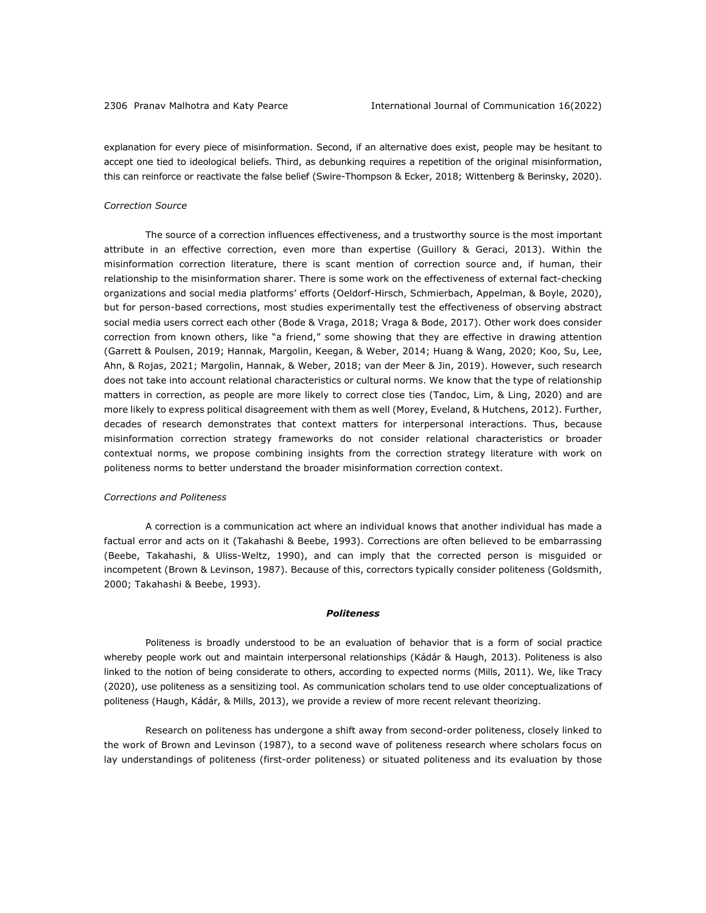explanation for every piece of misinformation. Second, if an alternative does exist, people may be hesitant to accept one tied to ideological beliefs. Third, as debunking requires a repetition of the original misinformation, this can reinforce or reactivate the false belief (Swire-Thompson & Ecker, 2018; Wittenberg & Berinsky, 2020).

*Correction Source*

The source of a correction influences effectiveness, and a trustworthy source is the most important attribute in an effective correction, even more than expertise (Guillory & Geraci, 2013). Within the misinformation correction literature, there is scant mention of correction source and, if human, their relationship to the misinformation sharer. There is some work on the effectiveness of external fact-checking organizations and social media platforms' efforts (Oeldorf-Hirsch, Schmierbach, Appelman, & Boyle, 2020), but for person-based corrections, most studies experimentally test the effectiveness of observing abstract social media users correct each other (Bode & Vraga, 2018; Vraga & Bode, 2017). Other work does consider correction from known others, like "a friend," some showing that they are effective in drawing attention (Garrett & Poulsen, 2019; Hannak, Margolin, Keegan, & Weber, 2014; Huang & Wang, 2020; Koo, Su, Lee, Ahn, & Rojas, 2021; Margolin, Hannak, & Weber, 2018; van der Meer & Jin, 2019). However, such research does not take into account relational characteristics or cultural norms. We know that the type of relationship matters in correction, as people are more likely to correct close ties (Tandoc, Lim, & Ling, 2020) and are more likely to express political disagreement with them as well (Morey, Eveland, & Hutchens, 2012). Further, decades of research demonstrates that context matters for interpersonal interactions. Thus, because misinformation correction strategy frameworks do not consider relational characteristics or broader contextual norms, we propose combining insights from the correction strategy literature with work on politeness norms to better understand the broader misinformation correction context.

*Corrections and Politeness*

A correction is a communication act where an individual knows that another individual has made a factual error and acts on it (Takahashi & Beebe, 1993). Corrections are often believed to be embarrassing (Beebe, Takahashi, & Uliss-Weltz, 1990), and can imply that the corrected person is misguided or incompetent (Brown & Levinson, 1987). Because of this, correctors typically consider politeness (Goldsmith, 2000; Takahashi & Beebe, 1993).

## ***Politeness***

Politeness is broadly understood to be an evaluation of behavior that is a form of social practice whereby people work out and maintain interpersonal relationships (Kádár & Haugh, 2013). Politeness is also linked to the notion of being considerate to others, according to expected norms (Mills, 2011). We, like Tracy (2020), use politeness as a sensitizing tool. As communication scholars tend to use older conceptualizations of politeness (Haugh, Kádár, & Mills, 2013), we provide a review of more recent relevant theorizing.

Research on politeness has undergone a shift away from second-order politeness, closely linked to the work of Brown and Levinson (1987), to a second wave of politeness research where scholars focus on lay understandings of politeness (first-order politeness) or situated politeness and its evaluation by those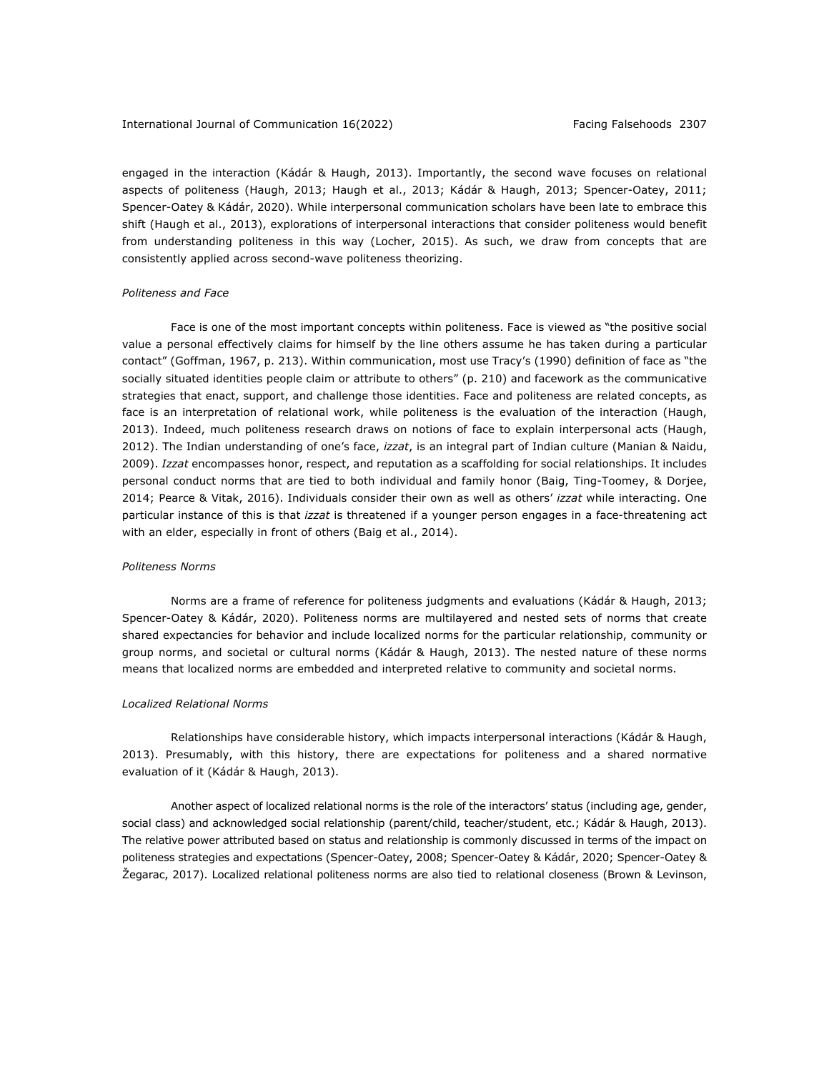engaged in the interaction (Kádár & Haugh, 2013). Importantly, the second wave focuses on relational aspects of politeness (Haugh, 2013; Haugh et al., 2013; Kádár & Haugh, 2013; Spencer-Oatey, 2011; Spencer-Oatey & Kádár, 2020). While interpersonal communication scholars have been late to embrace this shift (Haugh et al., 2013), explorations of interpersonal interactions that consider politeness would benefit from understanding politeness in this way (Locher, 2015). As such, we draw from concepts that are consistently applied across second-wave politeness theorizing.

### *Politeness and Face*

Face is one of the most important concepts within politeness. Face is viewed as "the positive social value a personal effectively claims for himself by the line others assume he has taken during a particular contact" (Goffman, 1967, p. 213). Within communication, most use Tracy's (1990) definition of face as "the socially situated identities people claim or attribute to others" (p. 210) and facework as the communicative strategies that enact, support, and challenge those identities. Face and politeness are related concepts, as face is an interpretation of relational work, while politeness is the evaluation of the interaction (Haugh, 2013). Indeed, much politeness research draws on notions of face to explain interpersonal acts (Haugh, 2012). The Indian understanding of one's face, *izzat*, is an integral part of Indian culture (Manian & Naidu, 2009). *Izzat* encompasses honor, respect, and reputation as a scaffolding for social relationships. It includes personal conduct norms that are tied to both individual and family honor (Baig, Ting-Toomey, & Dorjee, 2014; Pearce & Vitak, 2016). Individuals consider their own as well as others' *izzat* while interacting. One particular instance of this is that *izzat* is threatened if a younger person engages in a face-threatening act with an elder, especially in front of others (Baig et al., 2014).

### *Politeness Norms*

Norms are a frame of reference for politeness judgments and evaluations (Kádár & Haugh, 2013; Spencer-Oatey & Kádár, 2020). Politeness norms are multilayered and nested sets of norms that create shared expectancies for behavior and include localized norms for the particular relationship, community or group norms, and societal or cultural norms (Kádár & Haugh, 2013). The nested nature of these norms means that localized norms are embedded and interpreted relative to community and societal norms.

### *Localized Relational Norms*

Relationships have considerable history, which impacts interpersonal interactions (Kádár & Haugh, 2013). Presumably, with this history, there are expectations for politeness and a shared normative evaluation of it (Kádár & Haugh, 2013).

Another aspect of localized relational norms is the role of the interactors' status (including age, gender, social class) and acknowledged social relationship (parent/child, teacher/student, etc.; Kádár & Haugh, 2013). The relative power attributed based on status and relationship is commonly discussed in terms of the impact on politeness strategies and expectations (Spencer-Oatey, 2008; Spencer-Oatey & Kádár, 2020; Spencer-Oatey & Žegarac, 2017). Localized relational politeness norms are also tied to relational closeness (Brown & Levinson,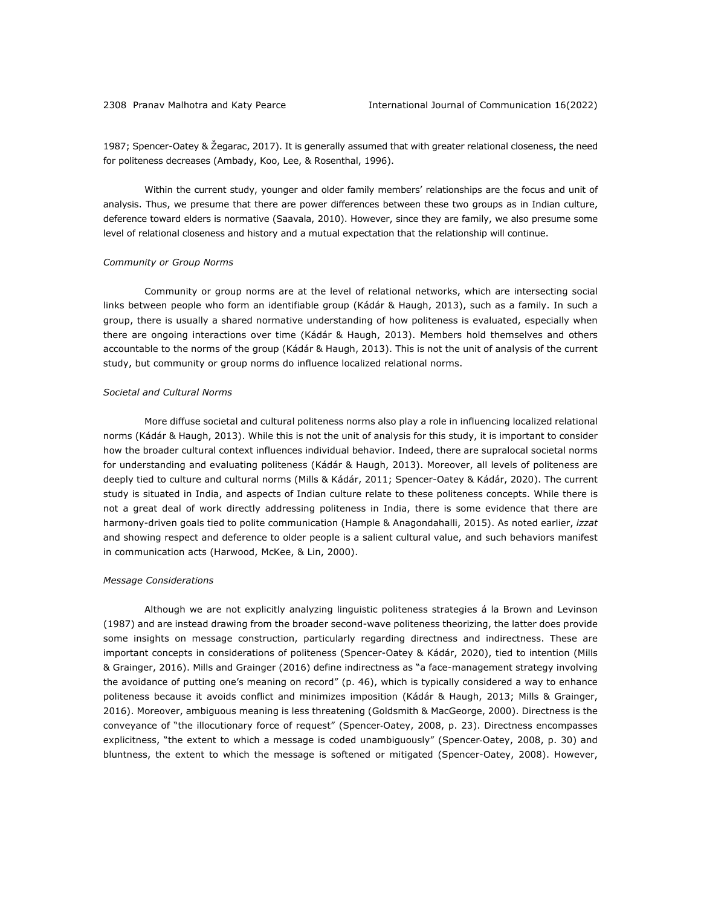1987; Spencer-Oatey & Žegarac, 2017). It is generally assumed that with greater relational closeness, the need for politeness decreases (Ambady, Koo, Lee, & Rosenthal, 1996).

Within the current study, younger and older family members' relationships are the focus and unit of analysis. Thus, we presume that there are power differences between these two groups as in Indian culture, deference toward elders is normative (Saavala, 2010). However, since they are family, we also presume some level of relational closeness and history and a mutual expectation that the relationship will continue.

### *Community or Group Norms*

Community or group norms are at the level of relational networks, which are intersecting social links between people who form an identifiable group (Kádár & Haugh, 2013), such as a family. In such a group, there is usually a shared normative understanding of how politeness is evaluated, especially when there are ongoing interactions over time (Kádár & Haugh, 2013). Members hold themselves and others accountable to the norms of the group (Kádár & Haugh, 2013). This is not the unit of analysis of the current study, but community or group norms do influence localized relational norms.

### *Societal and Cultural Norms*

More diffuse societal and cultural politeness norms also play a role in influencing localized relational norms (Kádár & Haugh, 2013). While this is not the unit of analysis for this study, it is important to consider how the broader cultural context influences individual behavior. Indeed, there are supralocal societal norms for understanding and evaluating politeness (Kádár & Haugh, 2013). Moreover, all levels of politeness are deeply tied to culture and cultural norms (Mills & Kádár, 2011; Spencer-Oatey & Kádár, 2020). The current study is situated in India, and aspects of Indian culture relate to these politeness concepts. While there is not a great deal of work directly addressing politeness in India, there is some evidence that there are harmony-driven goals tied to polite communication (Hample & Anagondahalli, 2015). As noted earlier, *izzat* and showing respect and deference to older people is a salient cultural value, and such behaviors manifest in communication acts (Harwood, McKee, & Lin, 2000).

### *Message Considerations*

Although we are not explicitly analyzing linguistic politeness strategies á la Brown and Levinson (1987) and are instead drawing from the broader second-wave politeness theorizing, the latter does provide some insights on message construction, particularly regarding directness and indirectness. These are important concepts in considerations of politeness (Spencer-Oatey & Kádár, 2020), tied to intention (Mills & Grainger, 2016). Mills and Grainger (2016) define indirectness as "a face-management strategy involving the avoidance of putting one's meaning on record" (p. 46), which is typically considered a way to enhance politeness because it avoids conflict and minimizes imposition (Kádár & Haugh, 2013; Mills & Grainger, 2016). Moreover, ambiguous meaning is less threatening (Goldsmith & MacGeorge, 2000). Directness is the conveyance of "the illocutionary force of request" (Spencer-Oatey, 2008, p. 23). Directness encompasses explicitness, "the extent to which a message is coded unambiguously" (Spencer-Oatey, 2008, p. 30) and bluntness, the extent to which the message is softened or mitigated (Spencer-Oatey, 2008). However,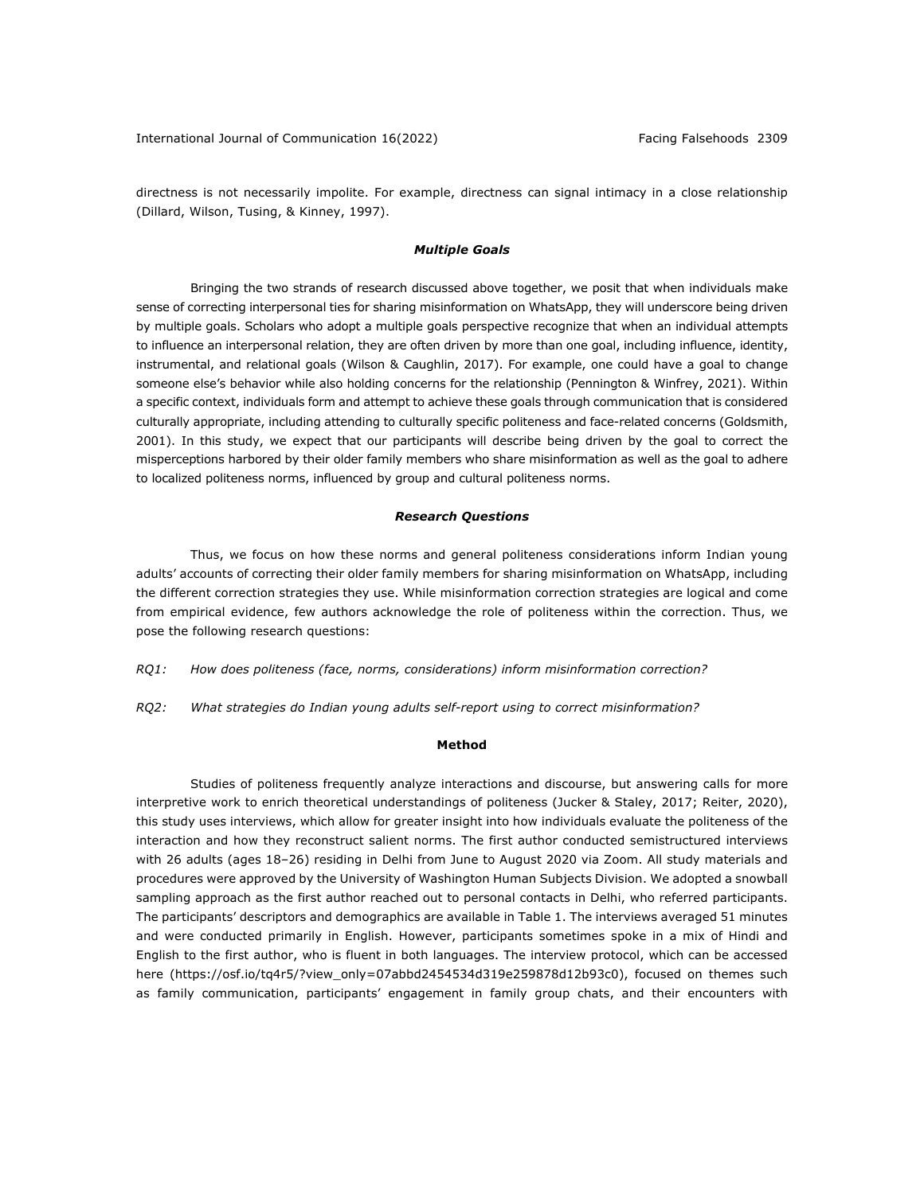directness is not necessarily impolite. For example, directness can signal intimacy in a close relationship (Dillard, Wilson, Tusing, & Kinney, 1997).

### *Multiple Goals*

Bringing the two strands of research discussed above together, we posit that when individuals make sense of correcting interpersonal ties for sharing misinformation on WhatsApp, they will underscore being driven by multiple goals. Scholars who adopt a multiple goals perspective recognize that when an individual attempts to influence an interpersonal relation, they are often driven by more than one goal, including influence, identity, instrumental, and relational goals (Wilson & Caughlin, 2017). For example, one could have a goal to change someone else's behavior while also holding concerns for the relationship (Pennington & Winfrey, 2021). Within a specific context, individuals form and attempt to achieve these goals through communication that is considered culturally appropriate, including attending to culturally specific politeness and face-related concerns (Goldsmith, 2001). In this study, we expect that our participants will describe being driven by the goal to correct the misperceptions harbored by their older family members who share misinformation as well as the goal to adhere to localized politeness norms, influenced by group and cultural politeness norms.

### *Research Questions*

Thus, we focus on how these norms and general politeness considerations inform Indian young adults' accounts of correcting their older family members for sharing misinformation on WhatsApp, including the different correction strategies they use. While misinformation correction strategies are logical and come from empirical evidence, few authors acknowledge the role of politeness within the correction. Thus, we pose the following research questions:

*RQ1: How does politeness (face, norms, considerations) inform misinformation correction?*

*RQ2: What strategies do Indian young adults self-report using to correct misinformation?*

## Method

Studies of politeness frequently analyze interactions and discourse, but answering calls for more interpretive work to enrich theoretical understandings of politeness (Jucker & Staley, 2017; Reiter, 2020), this study uses interviews, which allow for greater insight into how individuals evaluate the politeness of the interaction and how they reconstruct salient norms. The first author conducted semistructured interviews with 26 adults (ages 18–26) residing in Delhi from June to August 2020 via Zoom. All study materials and procedures were approved by the University of Washington Human Subjects Division. We adopted a snowball sampling approach as the first author reached out to personal contacts in Delhi, who referred participants. The participants' descriptors and demographics are available in Table 1. The interviews averaged 51 minutes and were conducted primarily in English. However, participants sometimes spoke in a mix of Hindi and English to the first author, who is fluent in both languages. The interview protocol, which can be accessed here (https://osf.io/tq4r5/?view_only=07abbd2454534d319e259878d12b93c0), focused on themes such as family communication, participants' engagement in family group chats, and their encounters with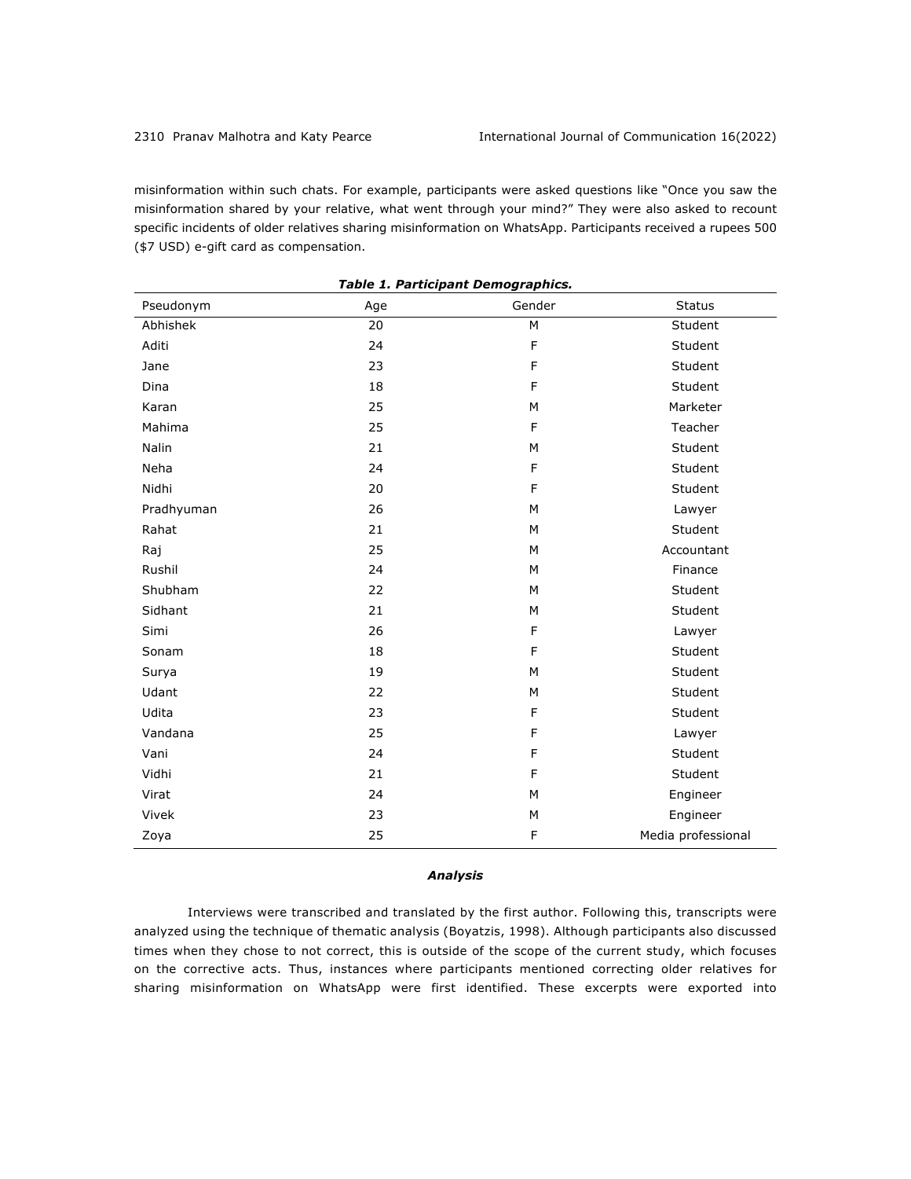misinformation within such chats. For example, participants were asked questions like "Once you saw the misinformation shared by your relative, what went through your mind?" They were also asked to recount specific incidents of older relatives sharing misinformation on WhatsApp. Participants received a rupees 500 ($7 USD) e-gift card as compensation.

***Table 1. Participant Demographics.***

| Pseudonym | Age | Gender | Status |
|---|---|---|---|
| Abhishek | 20 | M | Student |
| Aditi | 24 | F | Student |
| Jane | 23 | F | Student |
| Dina | 18 | F | Student |
| Karan | 25 | M | Marketer |
| Mahima | 25 | F | Teacher |
| Nalin | 21 | M | Student |
| Neha | 24 | F | Student |
| Nidhi | 20 | F | Student |
| Pradhyuman | 26 | M | Lawyer |
| Rahat | 21 | M | Student |
| Raj | 25 | M | Accountant |
| Rushil | 24 | M | Finance |
| Shubham | 22 | M | Student |
| Sidhant | 21 | M | Student |
| Simi | 26 | F | Lawyer |
| Sonam | 18 | F | Student |
| Surya | 19 | M | Student |
| Udant | 22 | M | Student |
| Udita | 23 | F | Student |
| Vandana | 25 | F | Lawyer |
| Vani | 24 | F | Student |
| Vidhi | 21 | F | Student |
| Virat | 24 | M | Engineer |
| Vivek | 23 | M | Engineer |
| Zoya | 25 | F | Media professional |

### *Analysis*

Interviews were transcribed and translated by the first author. Following this, transcripts were analyzed using the technique of thematic analysis (Boyatzis, 1998). Although participants also discussed times when they chose to not correct, this is outside of the scope of the current study, which focuses on the corrective acts. Thus, instances where participants mentioned correcting older relatives for sharing misinformation on WhatsApp were first identified. These excerpts were exported into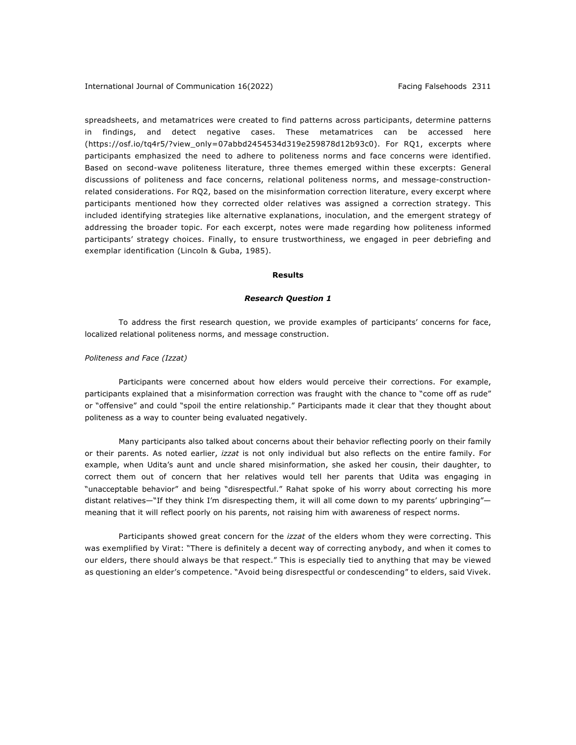spreadsheets, and metamatrices were created to find patterns across participants, determine patterns in findings, and detect negative cases. These metamatrices can be accessed here (https://osf.io/tq4r5/?view_only=07abbd2454534d319e259878d12b93c0). For RQ1, excerpts where participants emphasized the need to adhere to politeness norms and face concerns were identified. Based on second-wave politeness literature, three themes emerged within these excerpts: General discussions of politeness and face concerns, relational politeness norms, and message-construction-related considerations. For RQ2, based on the misinformation correction literature, every excerpt where participants mentioned how they corrected older relatives was assigned a correction strategy. This included identifying strategies like alternative explanations, inoculation, and the emergent strategy of addressing the broader topic. For each excerpt, notes were made regarding how politeness informed participants' strategy choices. Finally, to ensure trustworthiness, we engaged in peer debriefing and exemplar identification (Lincoln & Guba, 1985).

## Results

### *Research Question 1*

To address the first research question, we provide examples of participants' concerns for face, localized relational politeness norms, and message construction.

#### *Politeness and Face (Izzat)*

Participants were concerned about how elders would perceive their corrections. For example, participants explained that a misinformation correction was fraught with the chance to "come off as rude" or "offensive" and could "spoil the entire relationship." Participants made it clear that they thought about politeness as a way to counter being evaluated negatively.

Many participants also talked about concerns about their behavior reflecting poorly on their family or their parents. As noted earlier, *izzat* is not only individual but also reflects on the entire family. For example, when Udita's aunt and uncle shared misinformation, she asked her cousin, their daughter, to correct them out of concern that her relatives would tell her parents that Udita was engaging in "unacceptable behavior" and being "disrespectful." Rahat spoke of his worry about correcting his more distant relatives—"If they think I'm disrespecting them, it will all come down to my parents' upbringing"—meaning that it will reflect poorly on his parents, not raising him with awareness of respect norms.

Participants showed great concern for the *izzat* of the elders whom they were correcting. This was exemplified by Virat: "There is definitely a decent way of correcting anybody, and when it comes to our elders, there should always be that respect." This is especially tied to anything that may be viewed as questioning an elder's competence. "Avoid being disrespectful or condescending" to elders, said Vivek.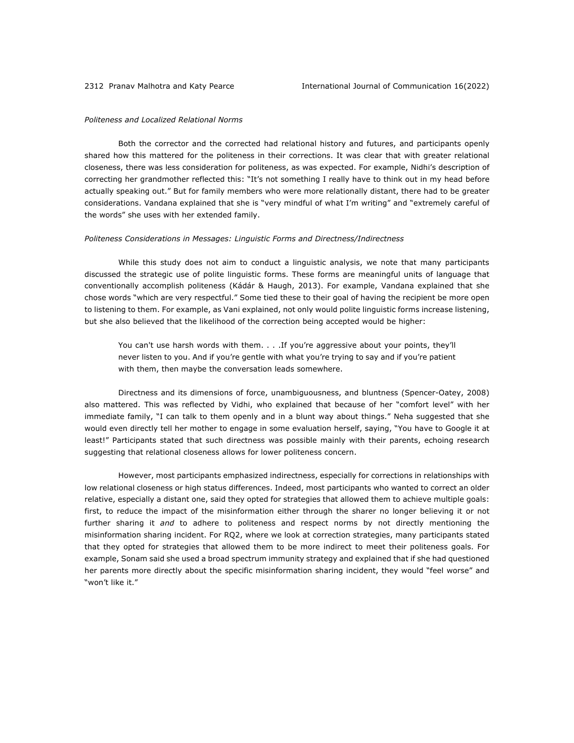*Politeness and Localized Relational Norms*

Both the corrector and the corrected had relational history and futures, and participants openly shared how this mattered for the politeness in their corrections. It was clear that with greater relational closeness, there was less consideration for politeness, as was expected. For example, Nidhi's description of correcting her grandmother reflected this: "It's not something I really have to think out in my head before actually speaking out." But for family members who were more relationally distant, there had to be greater considerations. Vandana explained that she is "very mindful of what I'm writing" and "extremely careful of the words" she uses with her extended family.

*Politeness Considerations in Messages: Linguistic Forms and Directness/Indirectness*

While this study does not aim to conduct a linguistic analysis, we note that many participants discussed the strategic use of polite linguistic forms. These forms are meaningful units of language that conventionally accomplish politeness (Kádár & Haugh, 2013). For example, Vandana explained that she chose words "which are very respectful." Some tied these to their goal of having the recipient be more open to listening to them. For example, as Vani explained, not only would polite linguistic forms increase listening, but she also believed that the likelihood of the correction being accepted would be higher:

> You can't use harsh words with them. . . .If you're aggressive about your points, they'll never listen to you. And if you're gentle with what you're trying to say and if you're patient with them, then maybe the conversation leads somewhere.

Directness and its dimensions of force, unambiguousness, and bluntness (Spencer-Oatey, 2008) also mattered. This was reflected by Vidhi, who explained that because of her "comfort level" with her immediate family, "I can talk to them openly and in a blunt way about things." Neha suggested that she would even directly tell her mother to engage in some evaluation herself, saying, "You have to Google it at least!" Participants stated that such directness was possible mainly with their parents, echoing research suggesting that relational closeness allows for lower politeness concern.

However, most participants emphasized indirectness, especially for corrections in relationships with low relational closeness or high status differences. Indeed, most participants who wanted to correct an older relative, especially a distant one, said they opted for strategies that allowed them to achieve multiple goals: first, to reduce the impact of the misinformation either through the sharer no longer believing it or not further sharing it *and* to adhere to politeness and respect norms by not directly mentioning the misinformation sharing incident. For RQ2, where we look at correction strategies, many participants stated that they opted for strategies that allowed them to be more indirect to meet their politeness goals. For example, Sonam said she used a broad spectrum immunity strategy and explained that if she had questioned her parents more directly about the specific misinformation sharing incident, they would "feel worse" and "won't like it."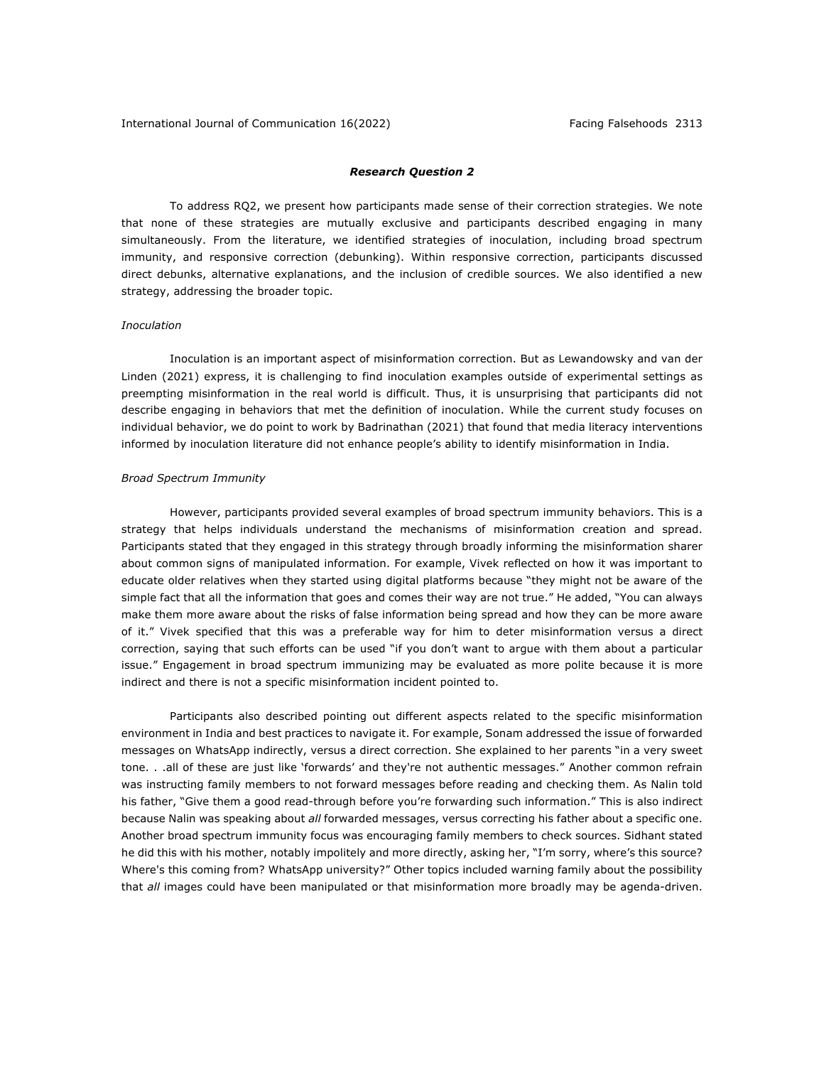### *Research Question 2*

To address RQ2, we present how participants made sense of their correction strategies. We note that none of these strategies are mutually exclusive and participants described engaging in many simultaneously. From the literature, we identified strategies of inoculation, including broad spectrum immunity, and responsive correction (debunking). Within responsive correction, participants discussed direct debunks, alternative explanations, and the inclusion of credible sources. We also identified a new strategy, addressing the broader topic.

*Inoculation*

Inoculation is an important aspect of misinformation correction. But as Lewandowsky and van der Linden (2021) express, it is challenging to find inoculation examples outside of experimental settings as preempting misinformation in the real world is difficult. Thus, it is unsurprising that participants did not describe engaging in behaviors that met the definition of inoculation. While the current study focuses on individual behavior, we do point to work by Badrinathan (2021) that found that media literacy interventions informed by inoculation literature did not enhance people's ability to identify misinformation in India.

*Broad Spectrum Immunity*

However, participants provided several examples of broad spectrum immunity behaviors. This is a strategy that helps individuals understand the mechanisms of misinformation creation and spread. Participants stated that they engaged in this strategy through broadly informing the misinformation sharer about common signs of manipulated information. For example, Vivek reflected on how it was important to educate older relatives when they started using digital platforms because "they might not be aware of the simple fact that all the information that goes and comes their way are not true." He added, "You can always make them more aware about the risks of false information being spread and how they can be more aware of it." Vivek specified that this was a preferable way for him to deter misinformation versus a direct correction, saying that such efforts can be used "if you don't want to argue with them about a particular issue." Engagement in broad spectrum immunizing may be evaluated as more polite because it is more indirect and there is not a specific misinformation incident pointed to.

Participants also described pointing out different aspects related to the specific misinformation environment in India and best practices to navigate it. For example, Sonam addressed the issue of forwarded messages on WhatsApp indirectly, versus a direct correction. She explained to her parents "in a very sweet tone. . .all of these are just like 'forwards' and they're not authentic messages." Another common refrain was instructing family members to not forward messages before reading and checking them. As Nalin told his father, "Give them a good read-through before you're forwarding such information." This is also indirect because Nalin was speaking about *all* forwarded messages, versus correcting his father about a specific one. Another broad spectrum immunity focus was encouraging family members to check sources. Sidhant stated he did this with his mother, notably impolitely and more directly, asking her, "I'm sorry, where's this source? Where's this coming from? WhatsApp university?" Other topics included warning family about the possibility that *all* images could have been manipulated or that misinformation more broadly may be agenda-driven.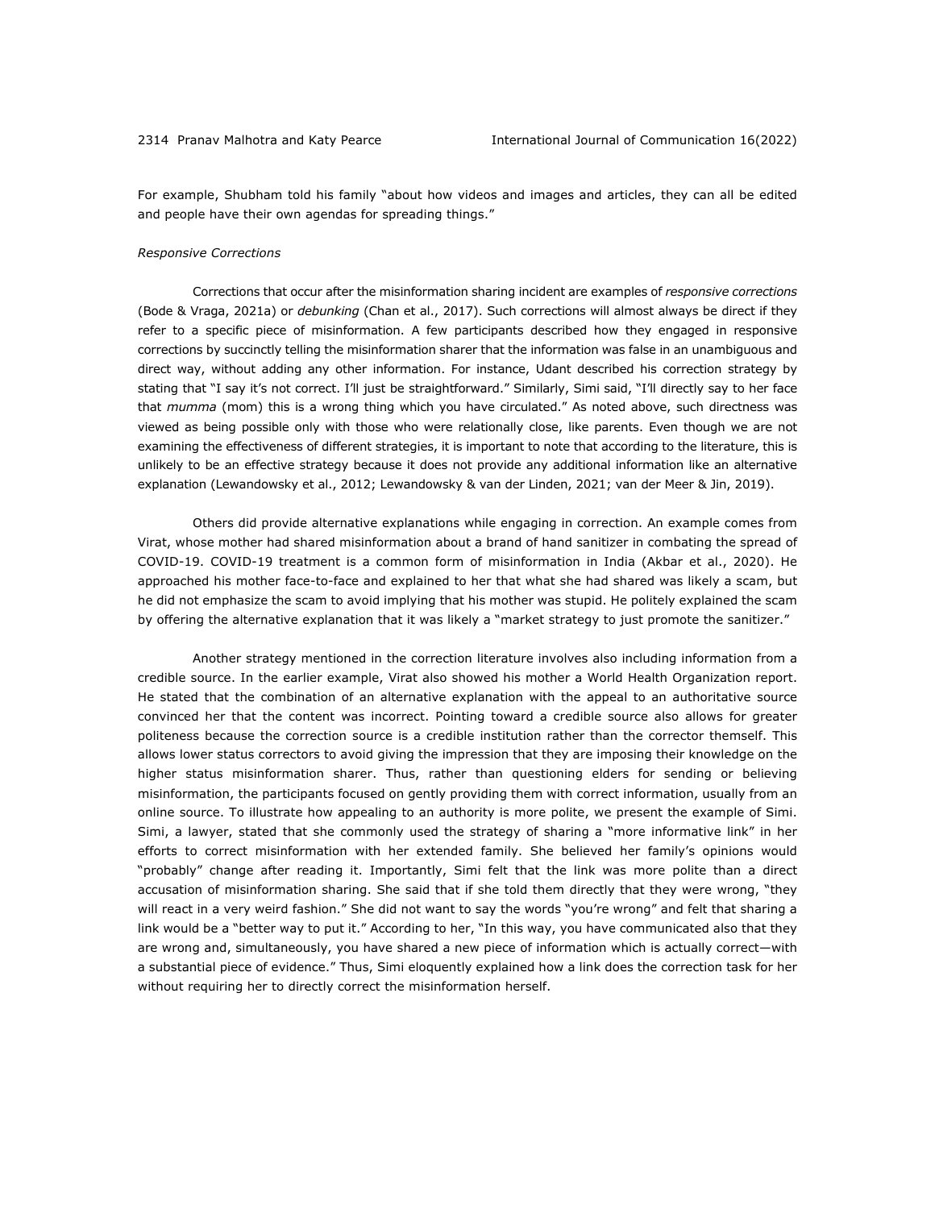For example, Shubham told his family "about how videos and images and articles, they can all be edited and people have their own agendas for spreading things."

### *Responsive Corrections*

Corrections that occur after the misinformation sharing incident are examples of *responsive corrections* (Bode & Vraga, 2021a) or *debunking* (Chan et al., 2017). Such corrections will almost always be direct if they refer to a specific piece of misinformation. A few participants described how they engaged in responsive corrections by succinctly telling the misinformation sharer that the information was false in an unambiguous and direct way, without adding any other information. For instance, Udant described his correction strategy by stating that "I say it's not correct. I'll just be straightforward." Similarly, Simi said, "I'll directly say to her face that *mumma* (mom) this is a wrong thing which you have circulated." As noted above, such directness was viewed as being possible only with those who were relationally close, like parents. Even though we are not examining the effectiveness of different strategies, it is important to note that according to the literature, this is unlikely to be an effective strategy because it does not provide any additional information like an alternative explanation (Lewandowsky et al., 2012; Lewandowsky & van der Linden, 2021; van der Meer & Jin, 2019).

Others did provide alternative explanations while engaging in correction. An example comes from Virat, whose mother had shared misinformation about a brand of hand sanitizer in combating the spread of COVID-19. COVID-19 treatment is a common form of misinformation in India (Akbar et al., 2020). He approached his mother face-to-face and explained to her that what she had shared was likely a scam, but he did not emphasize the scam to avoid implying that his mother was stupid. He politely explained the scam by offering the alternative explanation that it was likely a "market strategy to just promote the sanitizer."

Another strategy mentioned in the correction literature involves also including information from a credible source. In the earlier example, Virat also showed his mother a World Health Organization report. He stated that the combination of an alternative explanation with the appeal to an authoritative source convinced her that the content was incorrect. Pointing toward a credible source also allows for greater politeness because the correction source is a credible institution rather than the corrector themself. This allows lower status correctors to avoid giving the impression that they are imposing their knowledge on the higher status misinformation sharer. Thus, rather than questioning elders for sending or believing misinformation, the participants focused on gently providing them with correct information, usually from an online source. To illustrate how appealing to an authority is more polite, we present the example of Simi. Simi, a lawyer, stated that she commonly used the strategy of sharing a "more informative link" in her efforts to correct misinformation with her extended family. She believed her family's opinions would "probably" change after reading it. Importantly, Simi felt that the link was more polite than a direct accusation of misinformation sharing. She said that if she told them directly that they were wrong, "they will react in a very weird fashion." She did not want to say the words "you're wrong" and felt that sharing a link would be a "better way to put it." According to her, "In this way, you have communicated also that they are wrong and, simultaneously, you have shared a new piece of information which is actually correct—with a substantial piece of evidence." Thus, Simi eloquently explained how a link does the correction task for her without requiring her to directly correct the misinformation herself.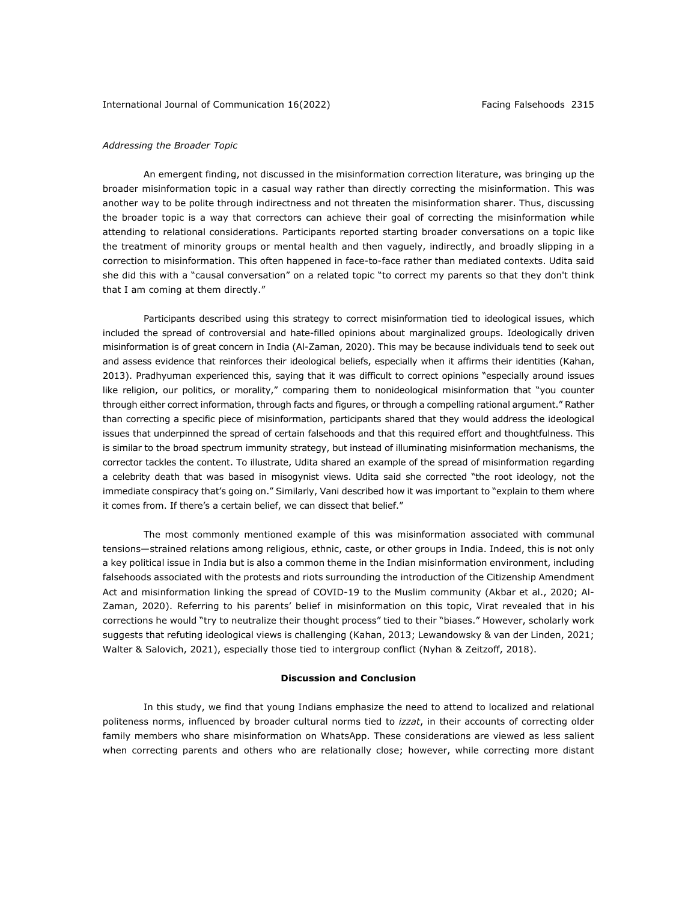*Addressing the Broader Topic*

An emergent finding, not discussed in the misinformation correction literature, was bringing up the broader misinformation topic in a casual way rather than directly correcting the misinformation. This was another way to be polite through indirectness and not threaten the misinformation sharer. Thus, discussing the broader topic is a way that correctors can achieve their goal of correcting the misinformation while attending to relational considerations. Participants reported starting broader conversations on a topic like the treatment of minority groups or mental health and then vaguely, indirectly, and broadly slipping in a correction to misinformation. This often happened in face-to-face rather than mediated contexts. Udita said she did this with a "causal conversation" on a related topic "to correct my parents so that they don't think that I am coming at them directly."

Participants described using this strategy to correct misinformation tied to ideological issues, which included the spread of controversial and hate-filled opinions about marginalized groups. Ideologically driven misinformation is of great concern in India (Al-Zaman, 2020). This may be because individuals tend to seek out and assess evidence that reinforces their ideological beliefs, especially when it affirms their identities (Kahan, 2013). Pradhyuman experienced this, saying that it was difficult to correct opinions "especially around issues like religion, our politics, or morality," comparing them to nonideological misinformation that "you counter through either correct information, through facts and figures, or through a compelling rational argument." Rather than correcting a specific piece of misinformation, participants shared that they would address the ideological issues that underpinned the spread of certain falsehoods and that this required effort and thoughtfulness. This is similar to the broad spectrum immunity strategy, but instead of illuminating misinformation mechanisms, the corrector tackles the content. To illustrate, Udita shared an example of the spread of misinformation regarding a celebrity death that was based in misogynist views. Udita said she corrected "the root ideology, not the immediate conspiracy that's going on." Similarly, Vani described how it was important to "explain to them where it comes from. If there's a certain belief, we can dissect that belief."

The most commonly mentioned example of this was misinformation associated with communal tensions—strained relations among religious, ethnic, caste, or other groups in India. Indeed, this is not only a key political issue in India but is also a common theme in the Indian misinformation environment, including falsehoods associated with the protests and riots surrounding the introduction of the Citizenship Amendment Act and misinformation linking the spread of COVID-19 to the Muslim community (Akbar et al., 2020; Al-Zaman, 2020). Referring to his parents' belief in misinformation on this topic, Virat revealed that in his corrections he would "try to neutralize their thought process" tied to their "biases." However, scholarly work suggests that refuting ideological views is challenging (Kahan, 2013; Lewandowsky & van der Linden, 2021; Walter & Salovich, 2021), especially those tied to intergroup conflict (Nyhan & Zeitzoff, 2018).

## Discussion and Conclusion

In this study, we find that young Indians emphasize the need to attend to localized and relational politeness norms, influenced by broader cultural norms tied to *izzat*, in their accounts of correcting older family members who share misinformation on WhatsApp. These considerations are viewed as less salient when correcting parents and others who are relationally close; however, while correcting more distant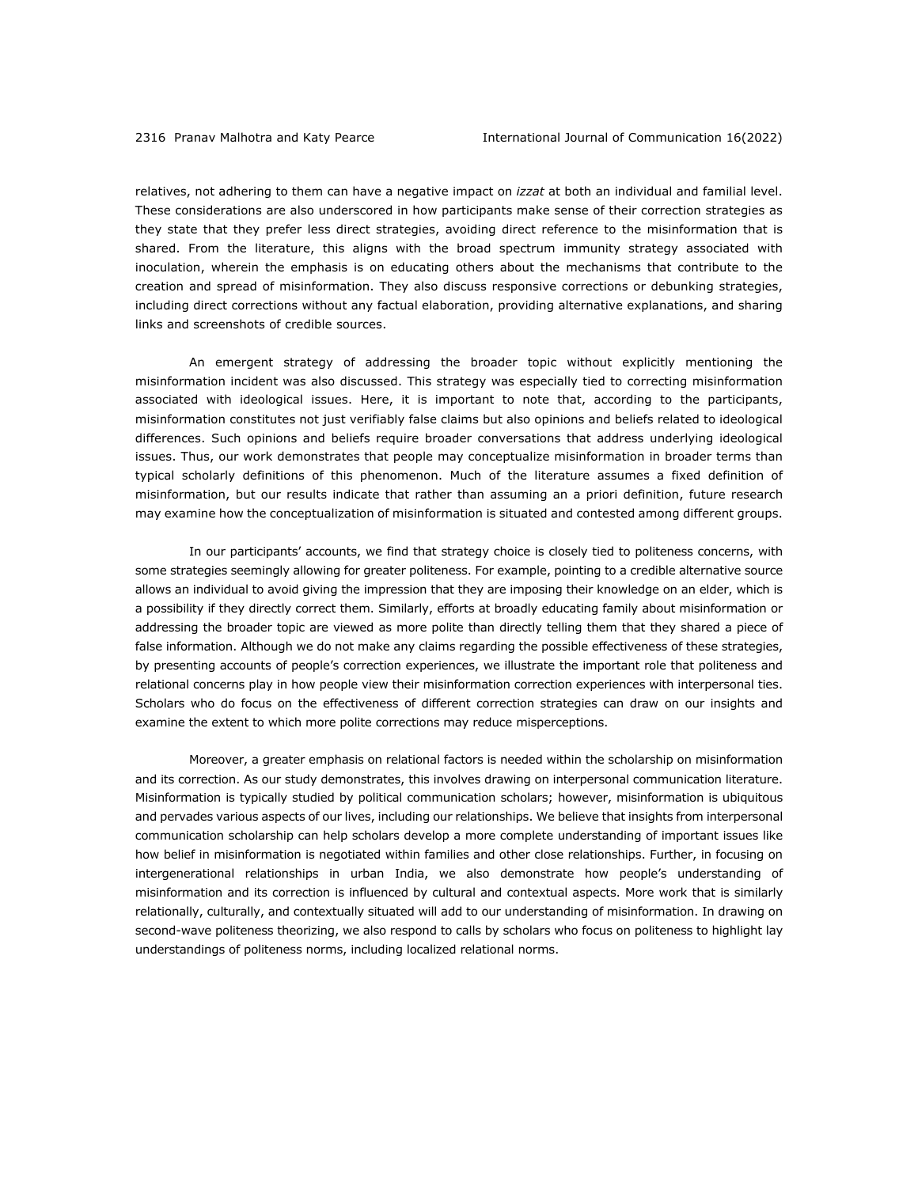relatives, not adhering to them can have a negative impact on *izzat* at both an individual and familial level. These considerations are also underscored in how participants make sense of their correction strategies as they state that they prefer less direct strategies, avoiding direct reference to the misinformation that is shared. From the literature, this aligns with the broad spectrum immunity strategy associated with inoculation, wherein the emphasis is on educating others about the mechanisms that contribute to the creation and spread of misinformation. They also discuss responsive corrections or debunking strategies, including direct corrections without any factual elaboration, providing alternative explanations, and sharing links and screenshots of credible sources.

An emergent strategy of addressing the broader topic without explicitly mentioning the misinformation incident was also discussed. This strategy was especially tied to correcting misinformation associated with ideological issues. Here, it is important to note that, according to the participants, misinformation constitutes not just verifiably false claims but also opinions and beliefs related to ideological differences. Such opinions and beliefs require broader conversations that address underlying ideological issues. Thus, our work demonstrates that people may conceptualize misinformation in broader terms than typical scholarly definitions of this phenomenon. Much of the literature assumes a fixed definition of misinformation, but our results indicate that rather than assuming an a priori definition, future research may examine how the conceptualization of misinformation is situated and contested among different groups.

In our participants' accounts, we find that strategy choice is closely tied to politeness concerns, with some strategies seemingly allowing for greater politeness. For example, pointing to a credible alternative source allows an individual to avoid giving the impression that they are imposing their knowledge on an elder, which is a possibility if they directly correct them. Similarly, efforts at broadly educating family about misinformation or addressing the broader topic are viewed as more polite than directly telling them that they shared a piece of false information. Although we do not make any claims regarding the possible effectiveness of these strategies, by presenting accounts of people's correction experiences, we illustrate the important role that politeness and relational concerns play in how people view their misinformation correction experiences with interpersonal ties. Scholars who do focus on the effectiveness of different correction strategies can draw on our insights and examine the extent to which more polite corrections may reduce misperceptions.

Moreover, a greater emphasis on relational factors is needed within the scholarship on misinformation and its correction. As our study demonstrates, this involves drawing on interpersonal communication literature. Misinformation is typically studied by political communication scholars; however, misinformation is ubiquitous and pervades various aspects of our lives, including our relationships. We believe that insights from interpersonal communication scholarship can help scholars develop a more complete understanding of important issues like how belief in misinformation is negotiated within families and other close relationships. Further, in focusing on intergenerational relationships in urban India, we also demonstrate how people's understanding of misinformation and its correction is influenced by cultural and contextual aspects. More work that is similarly relationally, culturally, and contextually situated will add to our understanding of misinformation. In drawing on second-wave politeness theorizing, we also respond to calls by scholars who focus on politeness to highlight lay understandings of politeness norms, including localized relational norms.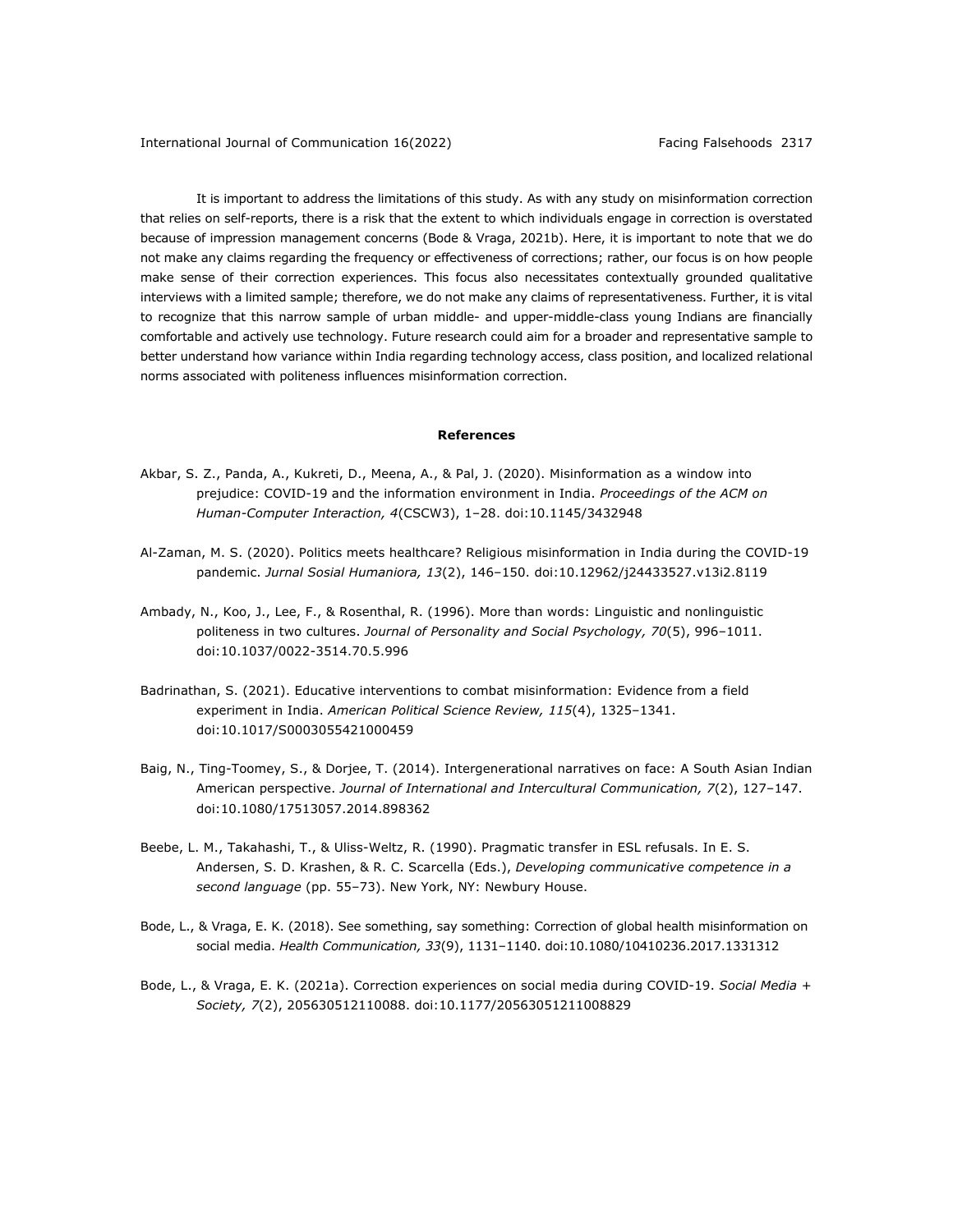It is important to address the limitations of this study. As with any study on misinformation correction that relies on self-reports, there is a risk that the extent to which individuals engage in correction is overstated because of impression management concerns (Bode & Vraga, 2021b). Here, it is important to note that we do not make any claims regarding the frequency or effectiveness of corrections; rather, our focus is on how people make sense of their correction experiences. This focus also necessitates contextually grounded qualitative interviews with a limited sample; therefore, we do not make any claims of representativeness. Further, it is vital to recognize that this narrow sample of urban middle- and upper-middle-class young Indians are financially comfortable and actively use technology. Future research could aim for a broader and representative sample to better understand how variance within India regarding technology access, class position, and localized relational norms associated with politeness influences misinformation correction.

## References

Akbar, S. Z., Panda, A., Kukreti, D., Meena, A., & Pal, J. (2020). Misinformation as a window into prejudice: COVID-19 and the information environment in India. *Proceedings of the ACM on Human-Computer Interaction, 4*(CSCW3), 1–28. doi:10.1145/3432948

Al-Zaman, M. S. (2020). Politics meets healthcare? Religious misinformation in India during the COVID-19 pandemic. *Jurnal Sosial Humaniora, 13*(2), 146–150. doi:10.12962/j24433527.v13i2.8119

Ambady, N., Koo, J., Lee, F., & Rosenthal, R. (1996). More than words: Linguistic and nonlinguistic politeness in two cultures. *Journal of Personality and Social Psychology, 70*(5), 996–1011. doi:10.1037/0022-3514.70.5.996

Badrinathan, S. (2021). Educative interventions to combat misinformation: Evidence from a field experiment in India. *American Political Science Review, 115*(4), 1325–1341. doi:10.1017/S0003055421000459

Baig, N., Ting-Toomey, S., & Dorjee, T. (2014). Intergenerational narratives on face: A South Asian Indian American perspective. *Journal of International and Intercultural Communication, 7*(2), 127–147. doi:10.1080/17513057.2014.898362

Beebe, L. M., Takahashi, T., & Uliss-Weltz, R. (1990). Pragmatic transfer in ESL refusals. In E. S. Andersen, S. D. Krashen, & R. C. Scarcella (Eds.), *Developing communicative competence in a second language* (pp. 55–73). New York, NY: Newbury House.

Bode, L., & Vraga, E. K. (2018). See something, say something: Correction of global health misinformation on social media. *Health Communication, 33*(9), 1131–1140. doi:10.1080/10410236.2017.1331312

Bode, L., & Vraga, E. K. (2021a). Correction experiences on social media during COVID-19. *Social Media + Society, 7*(2), 205630512110088. doi:10.1177/20563051211008829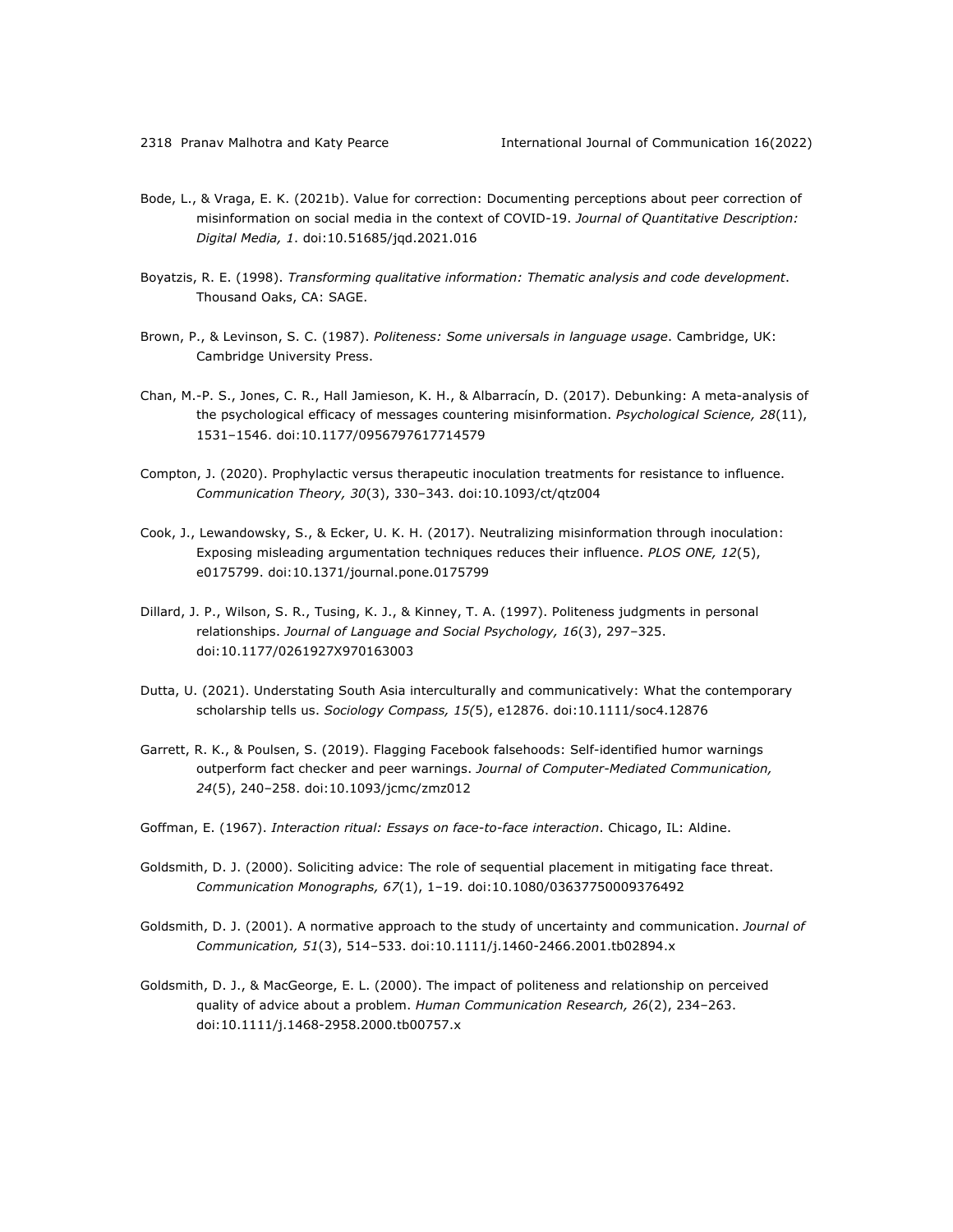Bode, L., & Vraga, E. K. (2021b). Value for correction: Documenting perceptions about peer correction of misinformation on social media in the context of COVID-19. *Journal of Quantitative Description: Digital Media, 1*. doi:10.51685/jqd.2021.016

Boyatzis, R. E. (1998). *Transforming qualitative information: Thematic analysis and code development*. Thousand Oaks, CA: SAGE.

Brown, P., & Levinson, S. C. (1987). *Politeness: Some universals in language usage*. Cambridge, UK: Cambridge University Press.

Chan, M.-P. S., Jones, C. R., Hall Jamieson, K. H., & Albarracín, D. (2017). Debunking: A meta-analysis of the psychological efficacy of messages countering misinformation. *Psychological Science, 28*(11), 1531–1546. doi:10.1177/0956797617714579

Compton, J. (2020). Prophylactic versus therapeutic inoculation treatments for resistance to influence. *Communication Theory, 30*(3), 330–343. doi:10.1093/ct/qtz004

Cook, J., Lewandowsky, S., & Ecker, U. K. H. (2017). Neutralizing misinformation through inoculation: Exposing misleading argumentation techniques reduces their influence. *PLOS ONE, 12*(5), e0175799. doi:10.1371/journal.pone.0175799

Dillard, J. P., Wilson, S. R., Tusing, K. J., & Kinney, T. A. (1997). Politeness judgments in personal relationships. *Journal of Language and Social Psychology, 16*(3), 297–325. doi:10.1177/0261927X970163003

Dutta, U. (2021). Understating South Asia interculturally and communicatively: What the contemporary scholarship tells us. *Sociology Compass, 15(*5), e12876. doi:10.1111/soc4.12876

Garrett, R. K., & Poulsen, S. (2019). Flagging Facebook falsehoods: Self-identified humor warnings outperform fact checker and peer warnings. *Journal of Computer-Mediated Communication, 24*(5), 240–258. doi:10.1093/jcmc/zmz012

Goffman, E. (1967). *Interaction ritual: Essays on face-to-face interaction*. Chicago, IL: Aldine.

Goldsmith, D. J. (2000). Soliciting advice: The role of sequential placement in mitigating face threat. *Communication Monographs, 67*(1), 1–19. doi:10.1080/03637750009376492

Goldsmith, D. J. (2001). A normative approach to the study of uncertainty and communication. *Journal of Communication, 51*(3), 514–533. doi:10.1111/j.1460-2466.2001.tb02894.x

Goldsmith, D. J., & MacGeorge, E. L. (2000). The impact of politeness and relationship on perceived quality of advice about a problem. *Human Communication Research, 26*(2), 234–263. doi:10.1111/j.1468-2958.2000.tb00757.x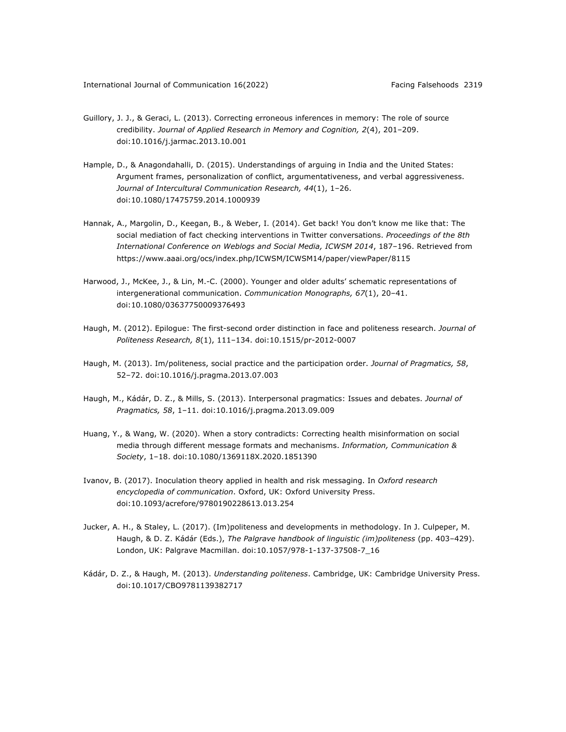Guillory, J. J., & Geraci, L. (2013). Correcting erroneous inferences in memory: The role of source credibility. *Journal of Applied Research in Memory and Cognition, 2*(4), 201–209. doi:10.1016/j.jarmac.2013.10.001

Hample, D., & Anagondahalli, D. (2015). Understandings of arguing in India and the United States: Argument frames, personalization of conflict, argumentativeness, and verbal aggressiveness. *Journal of Intercultural Communication Research, 44*(1), 1–26. doi:10.1080/17475759.2014.1000939

Hannak, A., Margolin, D., Keegan, B., & Weber, I. (2014). Get back! You don't know me like that: The social mediation of fact checking interventions in Twitter conversations. *Proceedings of the 8th International Conference on Weblogs and Social Media, ICWSM 2014*, 187–196. Retrieved from https://www.aaai.org/ocs/index.php/ICWSM/ICWSM14/paper/viewPaper/8115

Harwood, J., McKee, J., & Lin, M.-C. (2000). Younger and older adults' schematic representations of intergenerational communication. *Communication Monographs, 67*(1), 20–41. doi:10.1080/03637750009376493

Haugh, M. (2012). Epilogue: The first-second order distinction in face and politeness research. *Journal of Politeness Research, 8*(1), 111–134. doi:10.1515/pr-2012-0007

Haugh, M. (2013). Im/politeness, social practice and the participation order. *Journal of Pragmatics, 58*, 52–72. doi:10.1016/j.pragma.2013.07.003

Haugh, M., Kádár, D. Z., & Mills, S. (2013). Interpersonal pragmatics: Issues and debates. *Journal of Pragmatics, 58*, 1–11. doi:10.1016/j.pragma.2013.09.009

Huang, Y., & Wang, W. (2020). When a story contradicts: Correcting health misinformation on social media through different message formats and mechanisms. *Information, Communication & Society*, 1–18. doi:10.1080/1369118X.2020.1851390

Ivanov, B. (2017). Inoculation theory applied in health and risk messaging. In *Oxford research encyclopedia of communication*. Oxford, UK: Oxford University Press. doi:10.1093/acrefore/9780190228613.013.254

Jucker, A. H., & Staley, L. (2017). (Im)politeness and developments in methodology. In J. Culpeper, M. Haugh, & D. Z. Kádár (Eds.), *The Palgrave handbook of linguistic (im)politeness* (pp. 403–429). London, UK: Palgrave Macmillan. doi:10.1057/978-1-137-37508-7_16

Kádár, D. Z., & Haugh, M. (2013). *Understanding politeness*. Cambridge, UK: Cambridge University Press. doi:10.1017/CBO9781139382717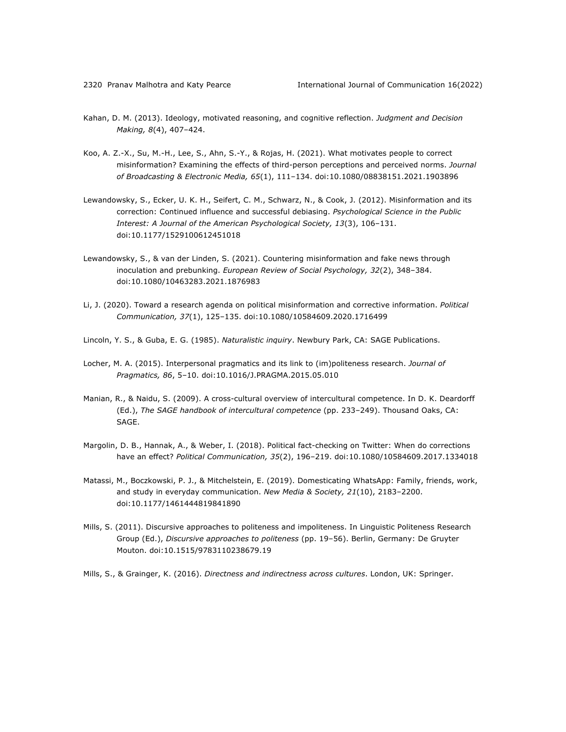Kahan, D. M. (2013). Ideology, motivated reasoning, and cognitive reflection. *Judgment and Decision Making, 8*(4), 407–424.

Koo, A. Z.-X., Su, M.-H., Lee, S., Ahn, S.-Y., & Rojas, H. (2021). What motivates people to correct misinformation? Examining the effects of third-person perceptions and perceived norms. *Journal of Broadcasting & Electronic Media, 65*(1), 111–134. doi:10.1080/08838151.2021.1903896

Lewandowsky, S., Ecker, U. K. H., Seifert, C. M., Schwarz, N., & Cook, J. (2012). Misinformation and its correction: Continued influence and successful debiasing. *Psychological Science in the Public Interest: A Journal of the American Psychological Society, 13*(3), 106–131. doi:10.1177/1529100612451018

Lewandowsky, S., & van der Linden, S. (2021). Countering misinformation and fake news through inoculation and prebunking. *European Review of Social Psychology, 32*(2), 348–384. doi:10.1080/10463283.2021.1876983

Li, J. (2020). Toward a research agenda on political misinformation and corrective information. *Political Communication, 37*(1), 125–135. doi:10.1080/10584609.2020.1716499

Lincoln, Y. S., & Guba, E. G. (1985). *Naturalistic inquiry*. Newbury Park, CA: SAGE Publications.

Locher, M. A. (2015). Interpersonal pragmatics and its link to (im)politeness research. *Journal of Pragmatics, 86*, 5–10. doi:10.1016/J.PRAGMA.2015.05.010

Manian, R., & Naidu, S. (2009). A cross-cultural overview of intercultural competence. In D. K. Deardorff (Ed.), *The SAGE handbook of intercultural competence* (pp. 233–249). Thousand Oaks, CA: SAGE.

Margolin, D. B., Hannak, A., & Weber, I. (2018). Political fact-checking on Twitter: When do corrections have an effect? *Political Communication, 35*(2), 196–219. doi:10.1080/10584609.2017.1334018

Matassi, M., Boczkowski, P. J., & Mitchelstein, E. (2019). Domesticating WhatsApp: Family, friends, work, and study in everyday communication. *New Media & Society, 21*(10), 2183–2200. doi:10.1177/1461444819841890

Mills, S. (2011). Discursive approaches to politeness and impoliteness. In Linguistic Politeness Research Group (Ed.), *Discursive approaches to politeness* (pp. 19–56). Berlin, Germany: De Gruyter Mouton. doi:10.1515/9783110238679.19

Mills, S., & Grainger, K. (2016). *Directness and indirectness across cultures*. London, UK: Springer.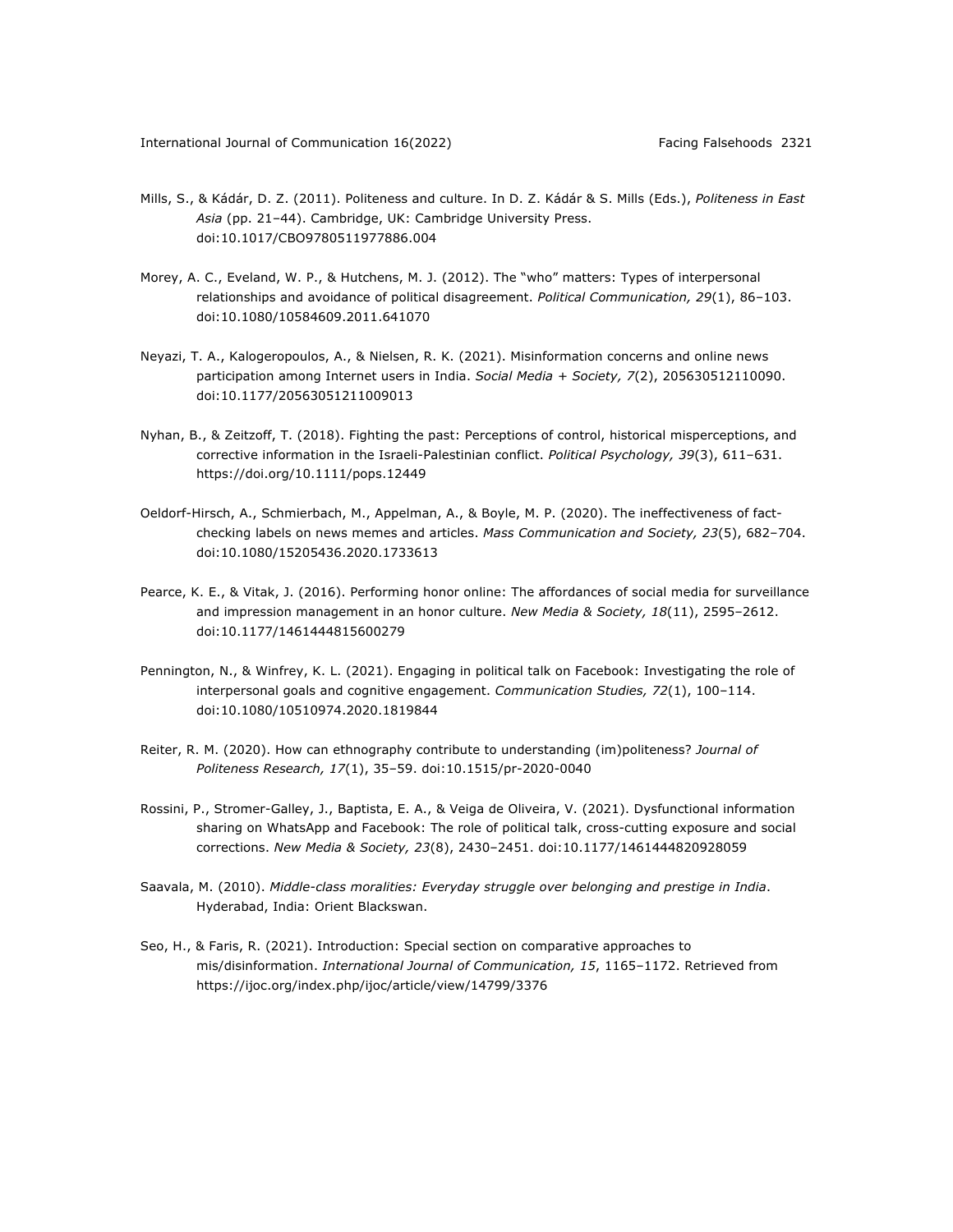Mills, S., & Kádár, D. Z. (2011). Politeness and culture. In D. Z. Kádár & S. Mills (Eds.), *Politeness in East Asia* (pp. 21–44). Cambridge, UK: Cambridge University Press. doi:10.1017/CBO9780511977886.004

Morey, A. C., Eveland, W. P., & Hutchens, M. J. (2012). The "who" matters: Types of interpersonal relationships and avoidance of political disagreement. *Political Communication, 29*(1), 86–103. doi:10.1080/10584609.2011.641070

Neyazi, T. A., Kalogeropoulos, A., & Nielsen, R. K. (2021). Misinformation concerns and online news participation among Internet users in India. *Social Media + Society, 7*(2), 205630512110090. doi:10.1177/20563051211009013

Nyhan, B., & Zeitzoff, T. (2018). Fighting the past: Perceptions of control, historical misperceptions, and corrective information in the Israeli-Palestinian conflict. *Political Psychology, 39*(3), 611–631. https://doi.org/10.1111/pops.12449

Oeldorf-Hirsch, A., Schmierbach, M., Appelman, A., & Boyle, M. P. (2020). The ineffectiveness of fact-checking labels on news memes and articles. *Mass Communication and Society, 23*(5), 682–704. doi:10.1080/15205436.2020.1733613

Pearce, K. E., & Vitak, J. (2016). Performing honor online: The affordances of social media for surveillance and impression management in an honor culture. *New Media & Society, 18*(11), 2595–2612. doi:10.1177/1461444815600279

Pennington, N., & Winfrey, K. L. (2021). Engaging in political talk on Facebook: Investigating the role of interpersonal goals and cognitive engagement. *Communication Studies, 72*(1), 100–114. doi:10.1080/10510974.2020.1819844

Reiter, R. M. (2020). How can ethnography contribute to understanding (im)politeness? *Journal of Politeness Research, 17*(1), 35–59. doi:10.1515/pr-2020-0040

Rossini, P., Stromer-Galley, J., Baptista, E. A., & Veiga de Oliveira, V. (2021). Dysfunctional information sharing on WhatsApp and Facebook: The role of political talk, cross-cutting exposure and social corrections. *New Media & Society, 23*(8), 2430–2451. doi:10.1177/1461444820928059

Saavala, M. (2010). *Middle-class moralities: Everyday struggle over belonging and prestige in India*. Hyderabad, India: Orient Blackswan.

Seo, H., & Faris, R. (2021). Introduction: Special section on comparative approaches to mis/disinformation. *International Journal of Communication, 15*, 1165–1172. Retrieved from https://ijoc.org/index.php/ijoc/article/view/14799/3376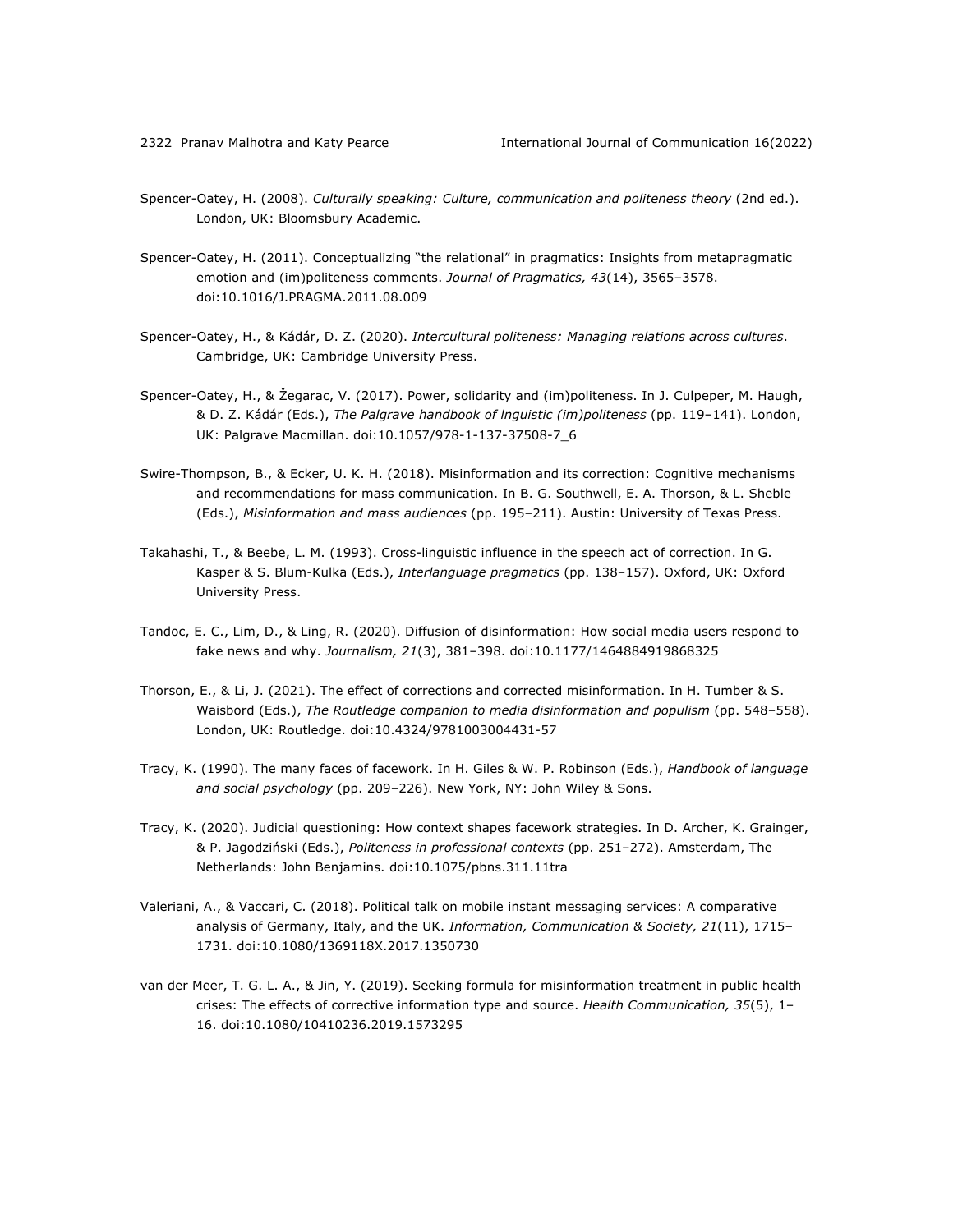Spencer-Oatey, H. (2008). *Culturally speaking: Culture, communication and politeness theory* (2nd ed.). London, UK: Bloomsbury Academic.

Spencer-Oatey, H. (2011). Conceptualizing "the relational" in pragmatics: Insights from metapragmatic emotion and (im)politeness comments. *Journal of Pragmatics, 43*(14), 3565–3578. doi:10.1016/J.PRAGMA.2011.08.009

Spencer-Oatey, H., & Kádár, D. Z. (2020). *Intercultural politeness: Managing relations across cultures*. Cambridge, UK: Cambridge University Press.

Spencer-Oatey, H., & Žegarac, V. (2017). Power, solidarity and (im)politeness. In J. Culpeper, M. Haugh, & D. Z. Kádár (Eds.), *The Palgrave handbook of lnguistic (im)politeness* (pp. 119–141). London, UK: Palgrave Macmillan. doi:10.1057/978-1-137-37508-7_6

Swire-Thompson, B., & Ecker, U. K. H. (2018). Misinformation and its correction: Cognitive mechanisms and recommendations for mass communication. In B. G. Southwell, E. A. Thorson, & L. Sheble (Eds.), *Misinformation and mass audiences* (pp. 195–211). Austin: University of Texas Press.

Takahashi, T., & Beebe, L. M. (1993). Cross-linguistic influence in the speech act of correction. In G. Kasper & S. Blum-Kulka (Eds.), *Interlanguage pragmatics* (pp. 138–157). Oxford, UK: Oxford University Press.

Tandoc, E. C., Lim, D., & Ling, R. (2020). Diffusion of disinformation: How social media users respond to fake news and why. *Journalism, 21*(3), 381–398. doi:10.1177/1464884919868325

Thorson, E., & Li, J. (2021). The effect of corrections and corrected misinformation. In H. Tumber & S. Waisbord (Eds.), *The Routledge companion to media disinformation and populism* (pp. 548–558). London, UK: Routledge. doi:10.4324/9781003004431-57

Tracy, K. (1990). The many faces of facework. In H. Giles & W. P. Robinson (Eds.), *Handbook of language and social psychology* (pp. 209–226). New York, NY: John Wiley & Sons.

Tracy, K. (2020). Judicial questioning: How context shapes facework strategies. In D. Archer, K. Grainger, & P. Jagodziński (Eds.), *Politeness in professional contexts* (pp. 251–272). Amsterdam, The Netherlands: John Benjamins. doi:10.1075/pbns.311.11tra

Valeriani, A., & Vaccari, C. (2018). Political talk on mobile instant messaging services: A comparative analysis of Germany, Italy, and the UK. *Information, Communication & Society, 21*(11), 1715–1731. doi:10.1080/1369118X.2017.1350730

van der Meer, T. G. L. A., & Jin, Y. (2019). Seeking formula for misinformation treatment in public health crises: The effects of corrective information type and source. *Health Communication, 35*(5), 1–16. doi:10.1080/10410236.2019.1573295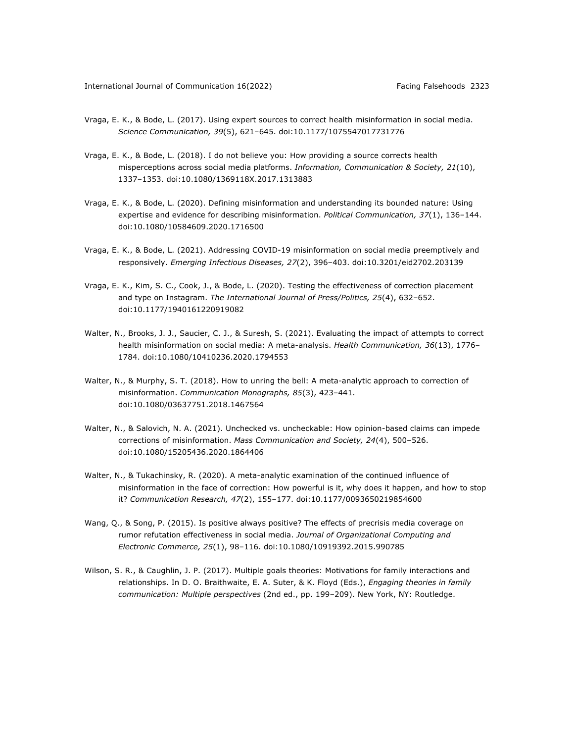Vraga, E. K., & Bode, L. (2017). Using expert sources to correct health misinformation in social media. *Science Communication, 39*(5), 621–645. doi:10.1177/1075547017731776

Vraga, E. K., & Bode, L. (2018). I do not believe you: How providing a source corrects health misperceptions across social media platforms. *Information, Communication & Society, 21*(10), 1337–1353. doi:10.1080/1369118X.2017.1313883

Vraga, E. K., & Bode, L. (2020). Defining misinformation and understanding its bounded nature: Using expertise and evidence for describing misinformation. *Political Communication, 37*(1), 136–144. doi:10.1080/10584609.2020.1716500

Vraga, E. K., & Bode, L. (2021). Addressing COVID-19 misinformation on social media preemptively and responsively. *Emerging Infectious Diseases, 27*(2), 396–403. doi:10.3201/eid2702.203139

Vraga, E. K., Kim, S. C., Cook, J., & Bode, L. (2020). Testing the effectiveness of correction placement and type on Instagram. *The International Journal of Press/Politics, 25*(4), 632–652. doi:10.1177/1940161220919082

Walter, N., Brooks, J. J., Saucier, C. J., & Suresh, S. (2021). Evaluating the impact of attempts to correct health misinformation on social media: A meta-analysis. *Health Communication, 36*(13), 1776–1784. doi:10.1080/10410236.2020.1794553

Walter, N., & Murphy, S. T. (2018). How to unring the bell: A meta-analytic approach to correction of misinformation. *Communication Monographs, 85*(3), 423–441. doi:10.1080/03637751.2018.1467564

Walter, N., & Salovich, N. A. (2021). Unchecked vs. uncheckable: How opinion-based claims can impede corrections of misinformation. *Mass Communication and Society, 24*(4), 500–526. doi:10.1080/15205436.2020.1864406

Walter, N., & Tukachinsky, R. (2020). A meta-analytic examination of the continued influence of misinformation in the face of correction: How powerful is it, why does it happen, and how to stop it? *Communication Research, 47*(2), 155–177. doi:10.1177/0093650219854600

Wang, Q., & Song, P. (2015). Is positive always positive? The effects of precrisis media coverage on rumor refutation effectiveness in social media. *Journal of Organizational Computing and Electronic Commerce, 25*(1), 98–116. doi:10.1080/10919392.2015.990785

Wilson, S. R., & Caughlin, J. P. (2017). Multiple goals theories: Motivations for family interactions and relationships. In D. O. Braithwaite, E. A. Suter, & K. Floyd (Eds.), *Engaging theories in family communication: Multiple perspectives* (2nd ed., pp. 199–209). New York, NY: Routledge.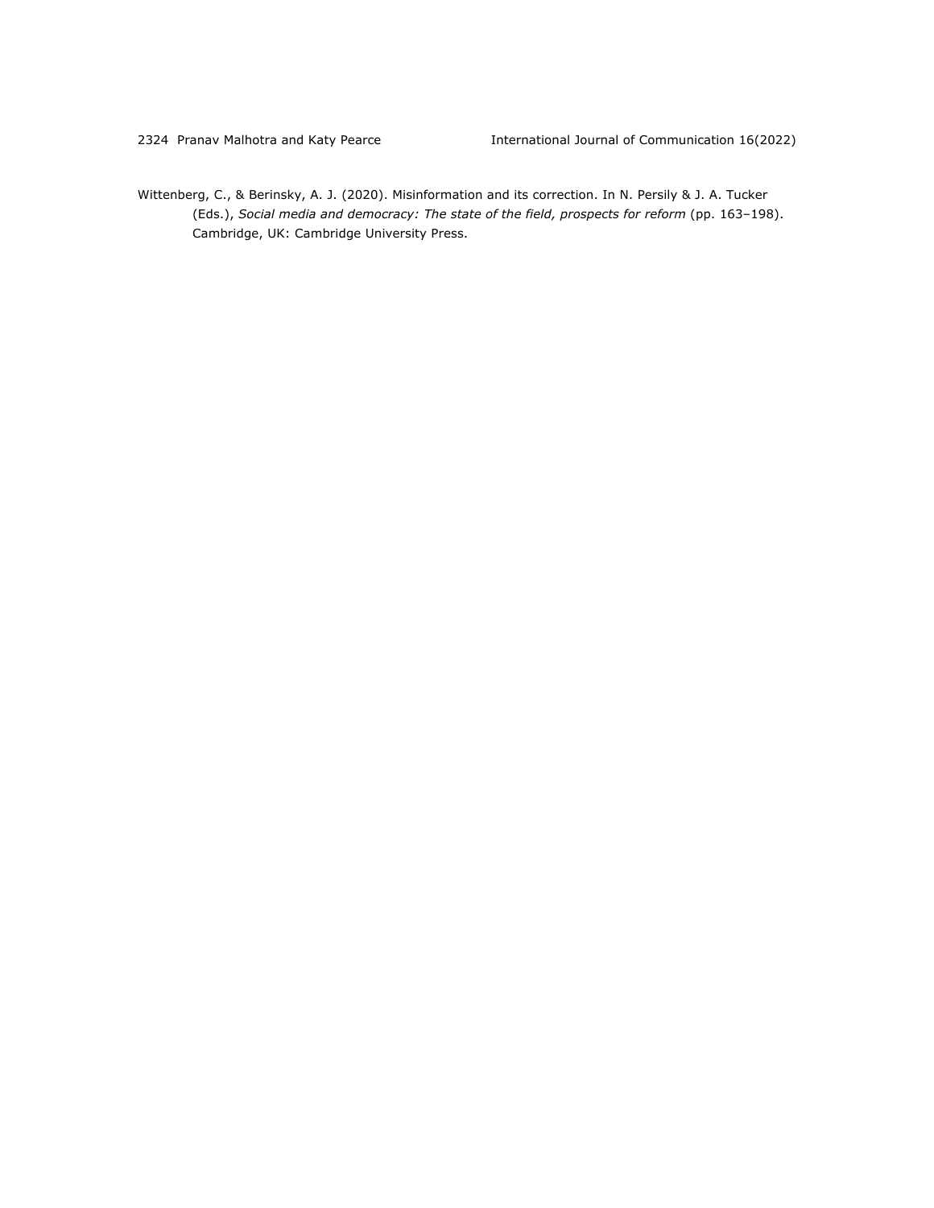Wittenberg, C., & Berinsky, A. J. (2020). Misinformation and its correction. In N. Persily & J. A. Tucker (Eds.), *Social media and democracy: The state of the field, prospects for reform* (pp. 163–198). Cambridge, UK: Cambridge University Press.